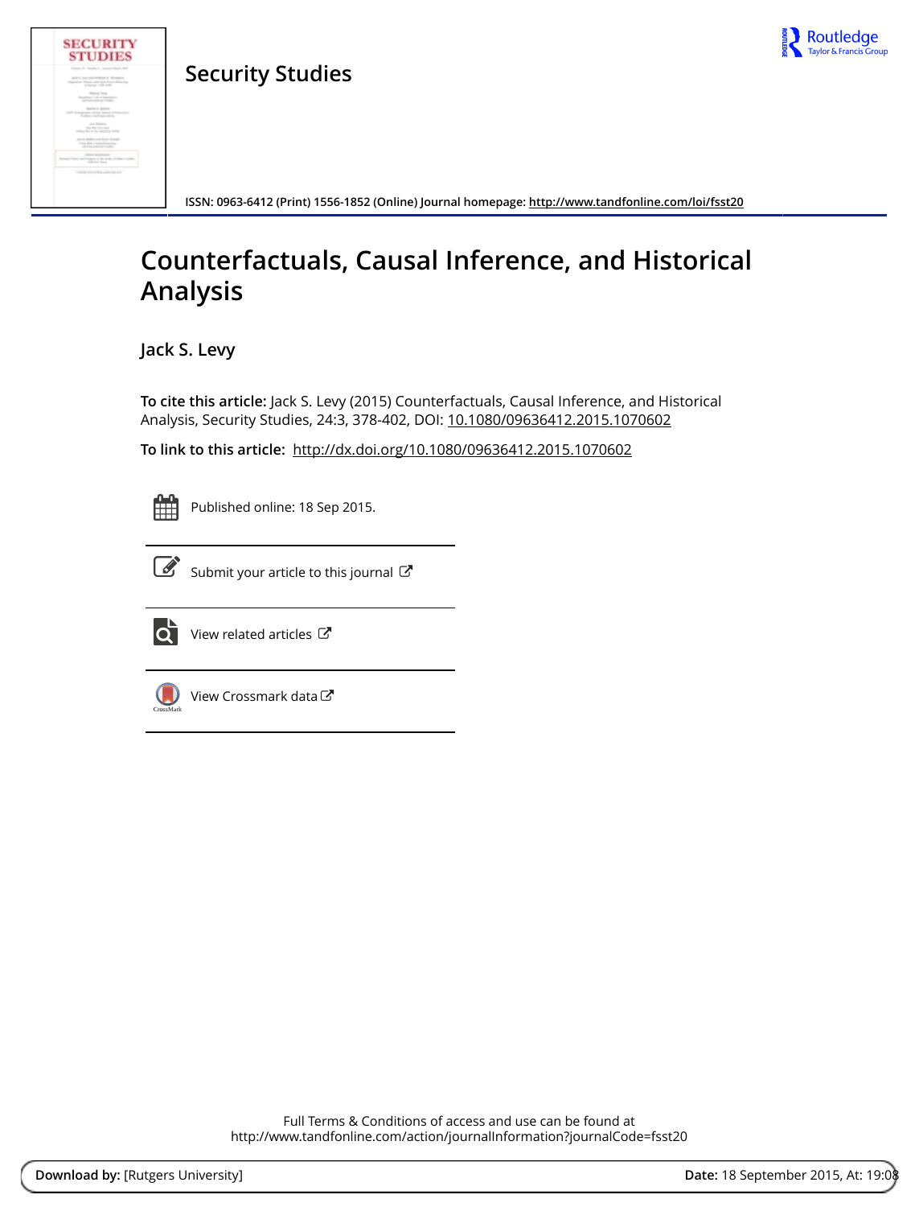**Security Studies**

ISSN: 0963-6412 (Print) 1556-1852 (Online) Journal homepage: http://www.tandfonline.com/loi/fsst20

# Counterfactuals, Causal Inference, and Historical Analysis

**Jack S. Levy**

**To cite this article:** Jack S. Levy (2015) Counterfactuals, Causal Inference, and Historical Analysis, Security Studies, 24:3, 378-402, DOI: 10.1080/09636412.2015.1070602

**To link to this article:** http://dx.doi.org/10.1080/09636412.2015.1070602

Published online: 18 Sep 2015.

Submit your article to this journal

View related articles

View Crossmark data

Full Terms & Conditions of access and use can be found at
http://www.tandfonline.com/action/journalInformation?journalCode=fsst20

**Download by:** [Rutgers University] **Date:** 18 September 2015, At: 19:08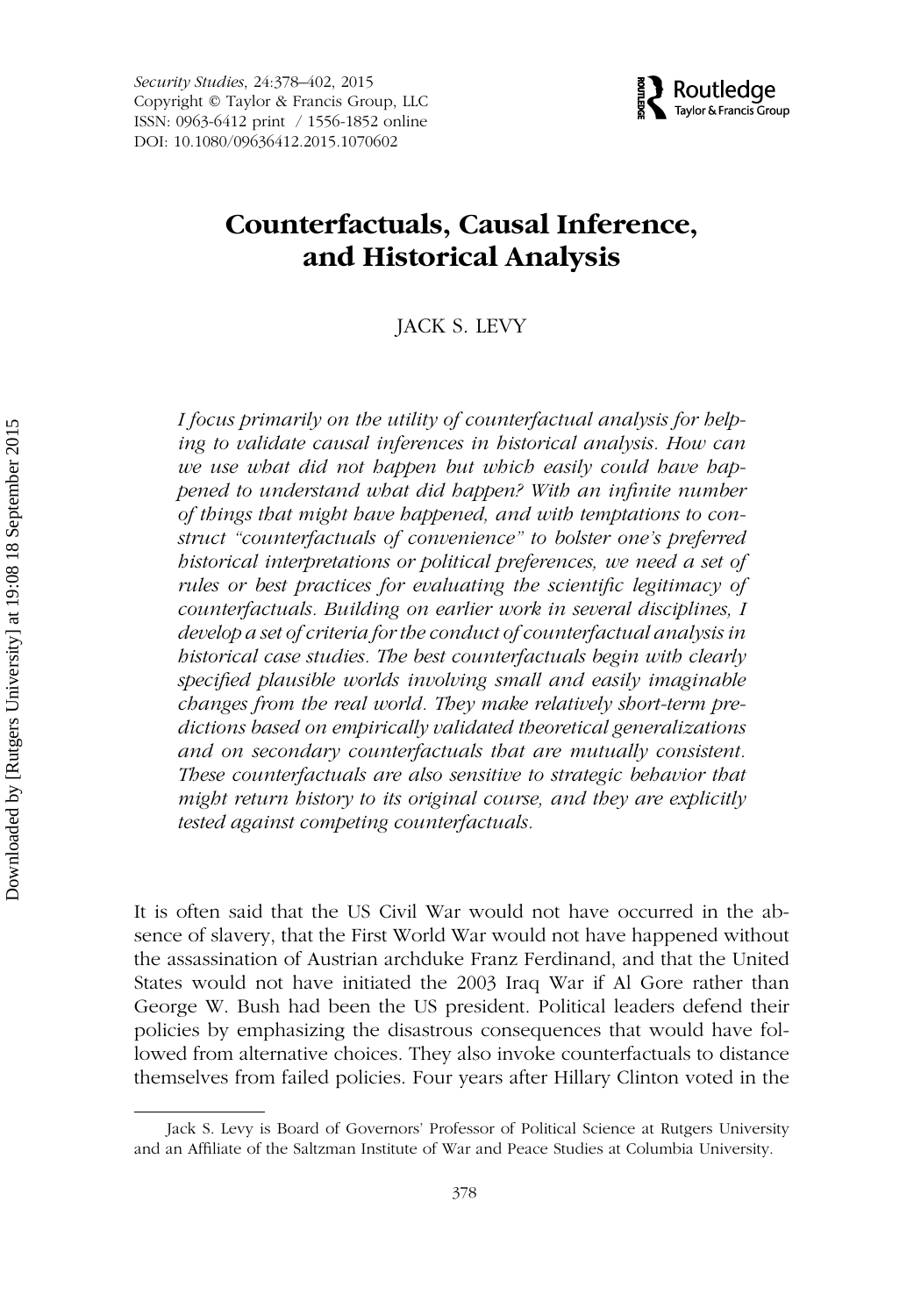# Counterfactuals, Causal Inference, and Historical Analysis

JACK S. LEVY

*I focus primarily on the utility of counterfactual analysis for helping to validate causal inferences in historical analysis. How can we use what did not happen but which easily could have happened to understand what did happen? With an infinite number of things that might have happened, and with temptations to construct "counterfactuals of convenience" to bolster one's preferred historical interpretations or political preferences, we need a set of rules or best practices for evaluating the scientific legitimacy of counterfactuals. Building on earlier work in several disciplines, I develop a set of criteria for the conduct of counterfactual analysis in historical case studies. The best counterfactuals begin with clearly specified plausible worlds involving small and easily imaginable changes from the real world. They make relatively short-term predictions based on empirically validated theoretical generalizations and on secondary counterfactuals that are mutually consistent. These counterfactuals are also sensitive to strategic behavior that might return history to its original course, and they are explicitly tested against competing counterfactuals.*

It is often said that the US Civil War would not have occurred in the absence of slavery, that the First World War would not have happened without the assassination of Austrian archduke Franz Ferdinand, and that the United States would not have initiated the 2003 Iraq War if Al Gore rather than George W. Bush had been the US president. Political leaders defend their policies by emphasizing the disastrous consequences that would have followed from alternative choices. They also invoke counterfactuals to distance themselves from failed policies. Four years after Hillary Clinton voted in the

Jack S. Levy is Board of Governors' Professor of Political Science at Rutgers University and an Affiliate of the Saltzman Institute of War and Peace Studies at Columbia University.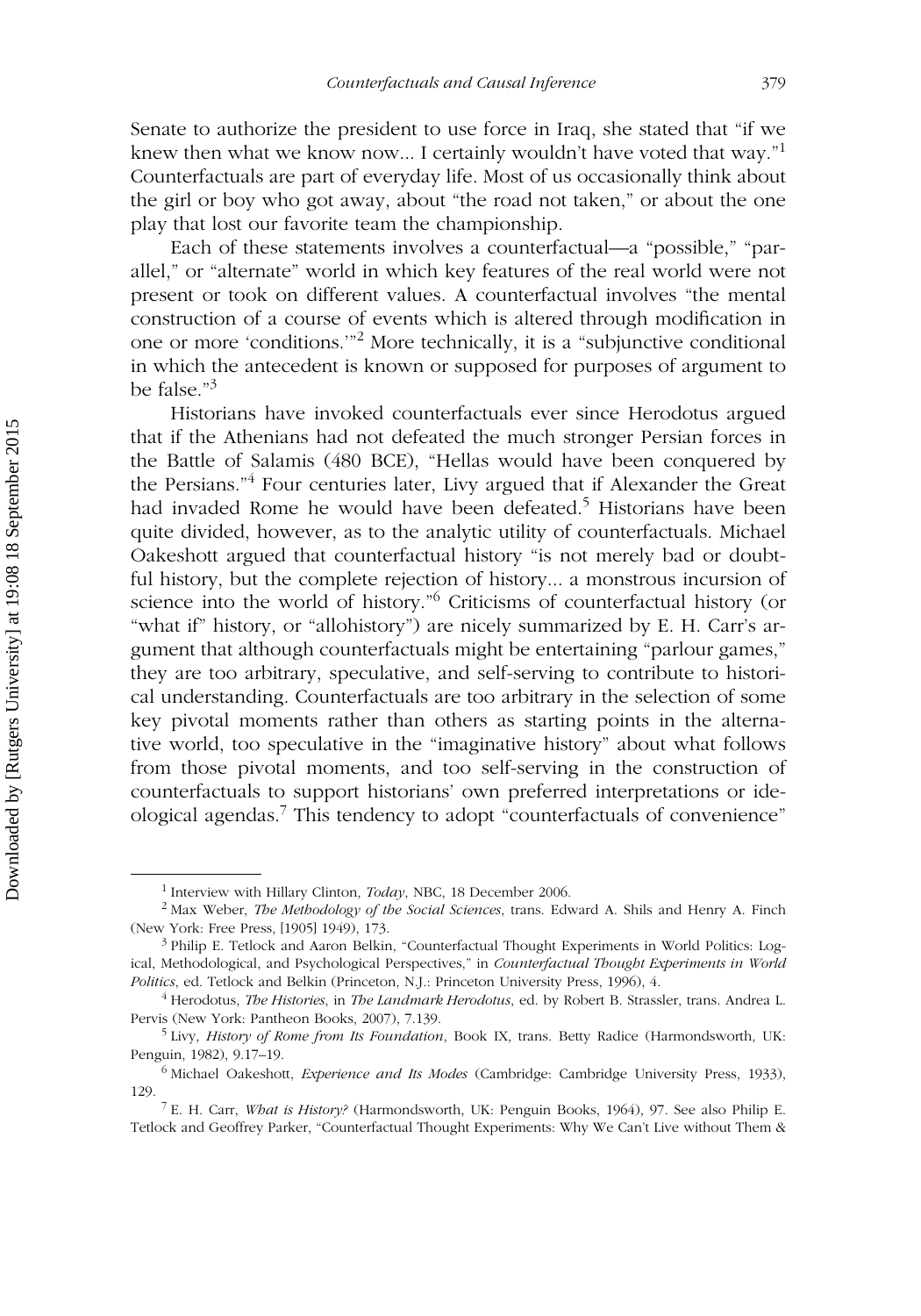Senate to authorize the president to use force in Iraq, she stated that "if we knew then what we know now... I certainly wouldn't have voted that way."[1] Counterfactuals are part of everyday life. Most of us occasionally think about the girl or boy who got away, about "the road not taken," or about the one play that lost our favorite team the championship.

Each of these statements involves a counterfactual—a "possible," "parallel," or "alternate" world in which key features of the real world were not present or took on different values. A counterfactual involves "the mental construction of a course of events which is altered through modification in one or more 'conditions.'"[2] More technically, it is a "subjunctive conditional in which the antecedent is known or supposed for purposes of argument to be false."[3]

Historians have invoked counterfactuals ever since Herodotus argued that if the Athenians had not defeated the much stronger Persian forces in the Battle of Salamis (480 BCE), "Hellas would have been conquered by the Persians."[4] Four centuries later, Livy argued that if Alexander the Great had invaded Rome he would have been defeated.[5] Historians have been quite divided, however, as to the analytic utility of counterfactuals. Michael Oakeshott argued that counterfactual history "is not merely bad or doubtful history, but the complete rejection of history... a monstrous incursion of science into the world of history."[6] Criticisms of counterfactual history (or "what if" history, or "allohistory") are nicely summarized by E. H. Carr's argument that although counterfactuals might be entertaining "parlour games," they are too arbitrary, speculative, and self-serving to contribute to historical understanding. Counterfactuals are too arbitrary in the selection of some key pivotal moments rather than others as starting points in the alternative world, too speculative in the "imaginative history" about what follows from those pivotal moments, and too self-serving in the construction of counterfactuals to support historians' own preferred interpretations or ideological agendas.[7] This tendency to adopt "counterfactuals of convenience"

---

[1] Interview with Hillary Clinton, *Today*, NBC, 18 December 2006.

[2] Max Weber, *The Methodology of the Social Sciences*, trans. Edward A. Shils and Henry A. Finch (New York: Free Press, [1905] 1949), 173.

[3] Philip E. Tetlock and Aaron Belkin, "Counterfactual Thought Experiments in World Politics: Logical, Methodological, and Psychological Perspectives," in *Counterfactual Thought Experiments in World Politics*, ed. Tetlock and Belkin (Princeton, N.J.: Princeton University Press, 1996), 4.

[4] Herodotus, *The Histories*, in *The Landmark Herodotus*, ed. by Robert B. Strassler, trans. Andrea L. Pervis (New York: Pantheon Books, 2007), 7.139.

[5] Livy, *History of Rome from Its Foundation*, Book IX, trans. Betty Radice (Harmondsworth, UK: Penguin, 1982), 9.17–19.

[6] Michael Oakeshott, *Experience and Its Modes* (Cambridge: Cambridge University Press, 1933), 129.

[7] E. H. Carr, *What is History?* (Harmondsworth, UK: Penguin Books, 1964), 97. See also Philip E. Tetlock and Geoffrey Parker, "Counterfactual Thought Experiments: Why We Can't Live without Them &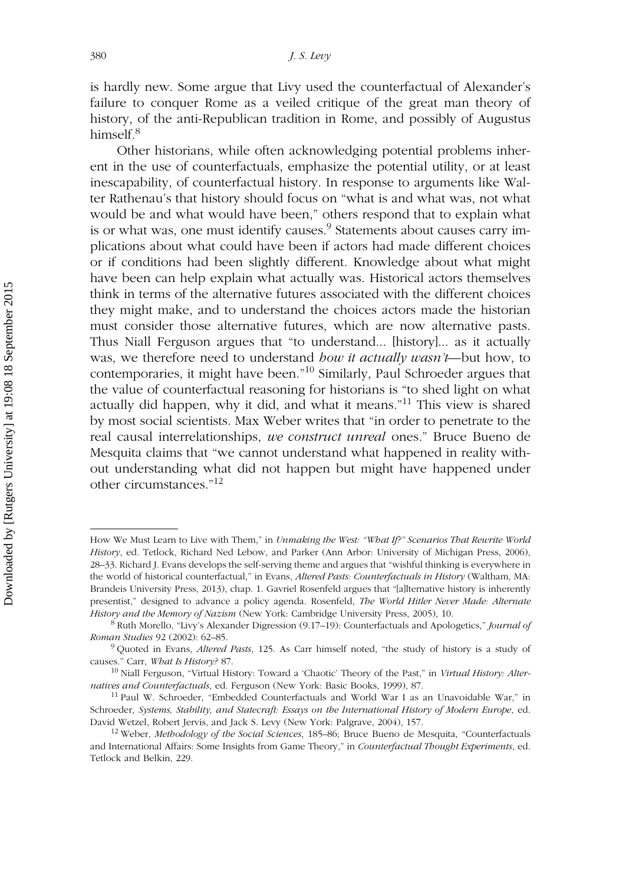is hardly new. Some argue that Livy used the counterfactual of Alexander's failure to conquer Rome as a veiled critique of the great man theory of history, of the anti-Republican tradition in Rome, and possibly of Augustus himself.[8]

Other historians, while often acknowledging potential problems inherent in the use of counterfactuals, emphasize the potential utility, or at least inescapability, of counterfactual history. In response to arguments like Walter Rathenau's that history should focus on "what is and what was, not what would be and what would have been," others respond that to explain what is or what was, one must identify causes.[9] Statements about causes carry implications about what could have been if actors had made different choices or if conditions had been slightly different. Knowledge about what might have been can help explain what actually was. Historical actors themselves think in terms of the alternative futures associated with the different choices they might make, and to understand the choices actors made the historian must consider those alternative futures, which are now alternative pasts. Thus Niall Ferguson argues that "to understand... [history]... as it actually was, we therefore need to understand *how it actually wasn't*—but how, to contemporaries, it might have been."[10] Similarly, Paul Schroeder argues that the value of counterfactual reasoning for historians is "to shed light on what actually did happen, why it did, and what it means."[11] This view is shared by most social scientists. Max Weber writes that "in order to penetrate to the real causal interrelationships, *we construct unreal* ones." Bruce Bueno de Mesquita claims that "we cannot understand what happened in reality without understanding what did not happen but might have happened under other circumstances."[12]

---

How We Must Learn to Live with Them," in *Unmaking the West: "What If?" Scenarios That Rewrite World History*, ed. Tetlock, Richard Ned Lebow, and Parker (Ann Arbor: University of Michigan Press, 2006), 28–33. Richard J. Evans develops the self-serving theme and argues that "wishful thinking is everywhere in the world of historical counterfactual," in Evans, *Altered Pasts: Counterfactuals in History* (Waltham, MA: Brandeis University Press, 2013), chap. 1. Gavriel Rosenfeld argues that "[a]lternative history is inherently presentist," designed to advance a policy agenda. Rosenfeld, *The World Hitler Never Made: Alternate History and the Memory of Nazism* (New York: Cambridge University Press, 2005), 10.

[8] Ruth Morello, "Livy's Alexander Digression (9.17–19): Counterfactuals and Apologetics," *Journal of Roman Studies* 92 (2002): 62–85.

[9] Quoted in Evans, *Altered Pasts*, 125. As Carr himself noted, "the study of history is a study of causes." Carr, *What Is History?* 87.

[10] Niall Ferguson, "Virtual History: Toward a 'Chaotic' Theory of the Past," in *Virtual History: Alternatives and Counterfactuals*, ed. Ferguson (New York: Basic Books, 1999), 87.

[11] Paul W. Schroeder, "Embedded Counterfactuals and World War I as an Unavoidable War," in Schroeder, *Systems, Stability, and Statecraft: Essays on the International History of Modern Europe*, ed. David Wetzel, Robert Jervis, and Jack S. Levy (New York: Palgrave, 2004), 157.

[12] Weber, *Methodology of the Social Sciences*, 185–86; Bruce Bueno de Mesquita, "Counterfactuals and International Affairs: Some Insights from Game Theory," in *Counterfactual Thought Experiments*, ed. Tetlock and Belkin, 229.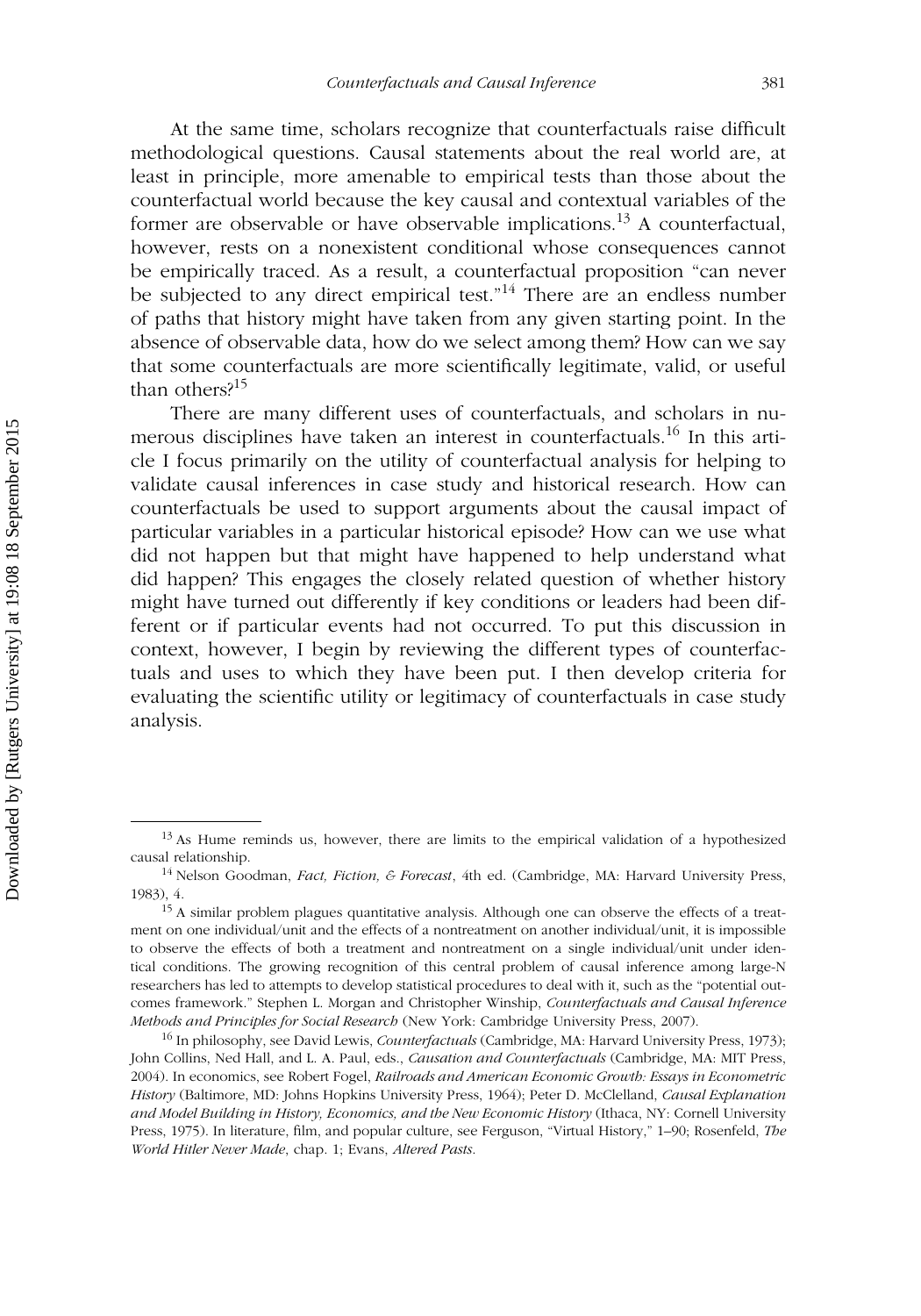At the same time, scholars recognize that counterfactuals raise difficult methodological questions. Causal statements about the real world are, at least in principle, more amenable to empirical tests than those about the counterfactual world because the key causal and contextual variables of the former are observable or have observable implications.[13] A counterfactual, however, rests on a nonexistent conditional whose consequences cannot be empirically traced. As a result, a counterfactual proposition "can never be subjected to any direct empirical test."[14] There are an endless number of paths that history might have taken from any given starting point. In the absence of observable data, how do we select among them? How can we say that some counterfactuals are more scientifically legitimate, valid, or useful than others?[15]

There are many different uses of counterfactuals, and scholars in numerous disciplines have taken an interest in counterfactuals.[16] In this article I focus primarily on the utility of counterfactual analysis for helping to validate causal inferences in case study and historical research. How can counterfactuals be used to support arguments about the causal impact of particular variables in a particular historical episode? How can we use what did not happen but that might have happened to help understand what did happen? This engages the closely related question of whether history might have turned out differently if key conditions or leaders had been different or if particular events had not occurred. To put this discussion in context, however, I begin by reviewing the different types of counterfactuals and uses to which they have been put. I then develop criteria for evaluating the scientific utility or legitimacy of counterfactuals in case study analysis.

---

[13] As Hume reminds us, however, there are limits to the empirical validation of a hypothesized causal relationship.

[14] Nelson Goodman, *Fact, Fiction, & Forecast*, 4th ed. (Cambridge, MA: Harvard University Press, 1983), 4.

[15] A similar problem plagues quantitative analysis. Although one can observe the effects of a treatment on one individual/unit and the effects of a nontreatment on another individual/unit, it is impossible to observe the effects of both a treatment and nontreatment on a single individual/unit under identical conditions. The growing recognition of this central problem of causal inference among large-N researchers has led to attempts to develop statistical procedures to deal with it, such as the "potential outcomes framework." Stephen L. Morgan and Christopher Winship, *Counterfactuals and Causal Inference Methods and Principles for Social Research* (New York: Cambridge University Press, 2007).

[16] In philosophy, see David Lewis, *Counterfactuals* (Cambridge, MA: Harvard University Press, 1973); John Collins, Ned Hall, and L. A. Paul, eds., *Causation and Counterfactuals* (Cambridge, MA: MIT Press, 2004). In economics, see Robert Fogel, *Railroads and American Economic Growth: Essays in Econometric History* (Baltimore, MD: Johns Hopkins University Press, 1964); Peter D. McClelland, *Causal Explanation and Model Building in History, Economics, and the New Economic History* (Ithaca, NY: Cornell University Press, 1975). In literature, film, and popular culture, see Ferguson, "Virtual History," 1–90; Rosenfeld, *The World Hitler Never Made*, chap. 1; Evans, *Altered Pasts*.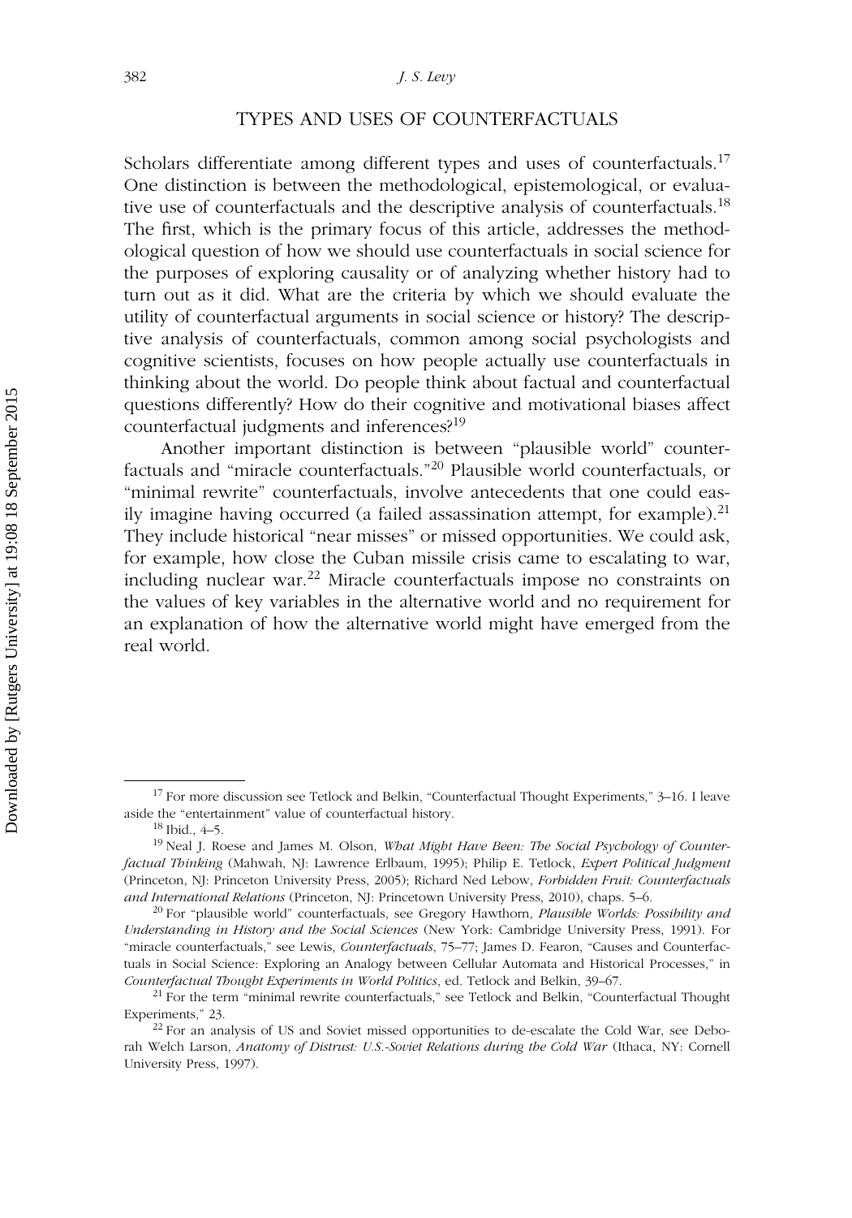## TYPES AND USES OF COUNTERFACTUALS

Scholars differentiate among different types and uses of counterfactuals.[17] One distinction is between the methodological, epistemological, or evaluative use of counterfactuals and the descriptive analysis of counterfactuals.[18] The first, which is the primary focus of this article, addresses the methodological question of how we should use counterfactuals in social science for the purposes of exploring causality or of analyzing whether history had to turn out as it did. What are the criteria by which we should evaluate the utility of counterfactual arguments in social science or history? The descriptive analysis of counterfactuals, common among social psychologists and cognitive scientists, focuses on how people actually use counterfactuals in thinking about the world. Do people think about factual and counterfactual questions differently? How do their cognitive and motivational biases affect counterfactual judgments and inferences?[19]

Another important distinction is between "plausible world" counterfactuals and "miracle counterfactuals."[20] Plausible world counterfactuals, or "minimal rewrite" counterfactuals, involve antecedents that one could easily imagine having occurred (a failed assassination attempt, for example).[21] They include historical "near misses" or missed opportunities. We could ask, for example, how close the Cuban missile crisis came to escalating to war, including nuclear war.[22] Miracle counterfactuals impose no constraints on the values of key variables in the alternative world and no requirement for an explanation of how the alternative world might have emerged from the real world.

---

[17] For more discussion see Tetlock and Belkin, "Counterfactual Thought Experiments," 3–16. I leave aside the "entertainment" value of counterfactual history.

[18] Ibid., 4–5.

[19] Neal J. Roese and James M. Olson, *What Might Have Been: The Social Psychology of Counterfactual Thinking* (Mahwah, NJ: Lawrence Erlbaum, 1995); Philip E. Tetlock, *Expert Political Judgment* (Princeton, NJ: Princeton University Press, 2005); Richard Ned Lebow, *Forbidden Fruit: Counterfactuals and International Relations* (Princeton, NJ: Princetown University Press, 2010), chaps. 5–6.

[20] For "plausible world" counterfactuals, see Gregory Hawthorn, *Plausible Worlds: Possibility and Understanding in History and the Social Sciences* (New York: Cambridge University Press, 1991). For "miracle counterfactuals," see Lewis, *Counterfactuals*, 75–77; James D. Fearon, "Causes and Counterfactuals in Social Science: Exploring an Analogy between Cellular Automata and Historical Processes," in *Counterfactual Thought Experiments in World Politics*, ed. Tetlock and Belkin, 39–67.

[21] For the term "minimal rewrite counterfactuals," see Tetlock and Belkin, "Counterfactual Thought Experiments," 23.

[22] For an analysis of US and Soviet missed opportunities to de-escalate the Cold War, see Deborah Welch Larson, *Anatomy of Distrust: U.S.-Soviet Relations during the Cold War* (Ithaca, NY: Cornell University Press, 1997).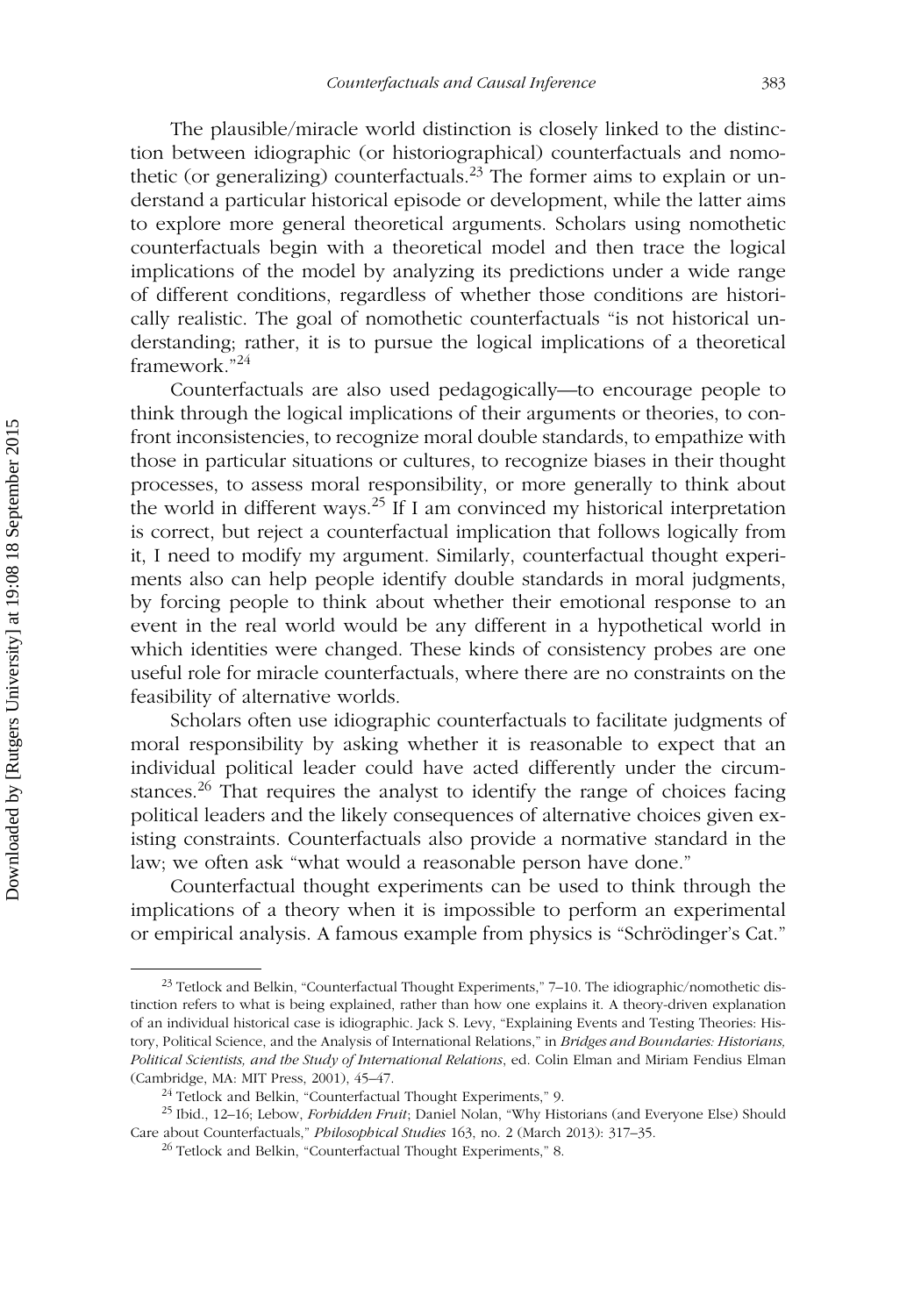The plausible/miracle world distinction is closely linked to the distinction between idiographic (or historiographical) counterfactuals and nomothetic (or generalizing) counterfactuals.[23] The former aims to explain or understand a particular historical episode or development, while the latter aims to explore more general theoretical arguments. Scholars using nomothetic counterfactuals begin with a theoretical model and then trace the logical implications of the model by analyzing its predictions under a wide range of different conditions, regardless of whether those conditions are historically realistic. The goal of nomothetic counterfactuals "is not historical understanding; rather, it is to pursue the logical implications of a theoretical framework."[24]

Counterfactuals are also used pedagogically—to encourage people to think through the logical implications of their arguments or theories, to confront inconsistencies, to recognize moral double standards, to empathize with those in particular situations or cultures, to recognize biases in their thought processes, to assess moral responsibility, or more generally to think about the world in different ways.[25] If I am convinced my historical interpretation is correct, but reject a counterfactual implication that follows logically from it, I need to modify my argument. Similarly, counterfactual thought experiments also can help people identify double standards in moral judgments, by forcing people to think about whether their emotional response to an event in the real world would be any different in a hypothetical world in which identities were changed. These kinds of consistency probes are one useful role for miracle counterfactuals, where there are no constraints on the feasibility of alternative worlds.

Scholars often use idiographic counterfactuals to facilitate judgments of moral responsibility by asking whether it is reasonable to expect that an individual political leader could have acted differently under the circumstances.[26] That requires the analyst to identify the range of choices facing political leaders and the likely consequences of alternative choices given existing constraints. Counterfactuals also provide a normative standard in the law; we often ask "what would a reasonable person have done."

Counterfactual thought experiments can be used to think through the implications of a theory when it is impossible to perform an experimental or empirical analysis. A famous example from physics is "Schrödinger's Cat."

---

[23] Tetlock and Belkin, "Counterfactual Thought Experiments," 7–10. The idiographic/nomothetic distinction refers to what is being explained, rather than how one explains it. A theory-driven explanation of an individual historical case is idiographic. Jack S. Levy, "Explaining Events and Testing Theories: History, Political Science, and the Analysis of International Relations," in *Bridges and Boundaries: Historians, Political Scientists, and the Study of International Relations*, ed. Colin Elman and Miriam Fendius Elman (Cambridge, MA: MIT Press, 2001), 45–47.

[24] Tetlock and Belkin, "Counterfactual Thought Experiments," 9.

[25] Ibid., 12–16; Lebow, *Forbidden Fruit*; Daniel Nolan, "Why Historians (and Everyone Else) Should Care about Counterfactuals," *Philosophical Studies* 163, no. 2 (March 2013): 317–35.

[26] Tetlock and Belkin, "Counterfactual Thought Experiments," 8.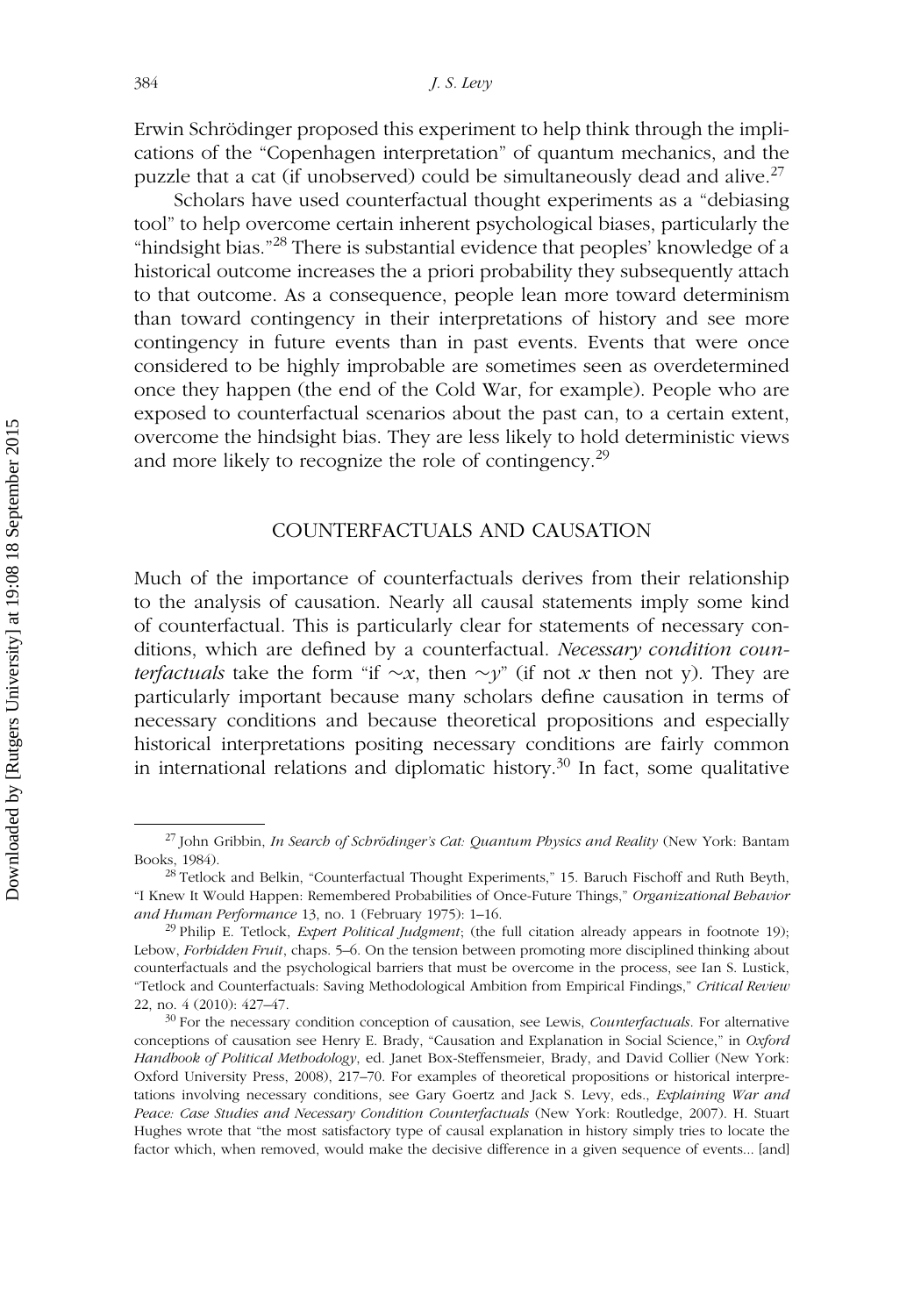Erwin Schrödinger proposed this experiment to help think through the implications of the "Copenhagen interpretation" of quantum mechanics, and the puzzle that a cat (if unobserved) could be simultaneously dead and alive.[27]

Scholars have used counterfactual thought experiments as a "debiasing tool" to help overcome certain inherent psychological biases, particularly the "hindsight bias."[28] There is substantial evidence that peoples' knowledge of a historical outcome increases the a priori probability they subsequently attach to that outcome. As a consequence, people lean more toward determinism than toward contingency in their interpretations of history and see more contingency in future events than in past events. Events that were once considered to be highly improbable are sometimes seen as overdetermined once they happen (the end of the Cold War, for example). People who are exposed to counterfactual scenarios about the past can, to a certain extent, overcome the hindsight bias. They are less likely to hold deterministic views and more likely to recognize the role of contingency.[29]

## COUNTERFACTUALS AND CAUSATION

Much of the importance of counterfactuals derives from their relationship to the analysis of causation. Nearly all causal statements imply some kind of counterfactual. This is particularly clear for statements of necessary conditions, which are defined by a counterfactual. *Necessary condition counterfactuals* take the form "if $\sim x$, then $\sim y$" (if not *x* then not y). They are particularly important because many scholars define causation in terms of necessary conditions and because theoretical propositions and especially historical interpretations positing necessary conditions are fairly common in international relations and diplomatic history.[30] In fact, some qualitative

---

[27] John Gribbin, *In Search of Schrödinger's Cat: Quantum Physics and Reality* (New York: Bantam Books, 1984).

[28] Tetlock and Belkin, "Counterfactual Thought Experiments," 15. Baruch Fischoff and Ruth Beyth, "I Knew It Would Happen: Remembered Probabilities of Once-Future Things," *Organizational Behavior and Human Performance* 13, no. 1 (February 1975): 1–16.

[29] Philip E. Tetlock, *Expert Political Judgment*; (the full citation already appears in footnote 19); Lebow, *Forbidden Fruit*, chaps. 5–6. On the tension between promoting more disciplined thinking about counterfactuals and the psychological barriers that must be overcome in the process, see Ian S. Lustick, "Tetlock and Counterfactuals: Saving Methodological Ambition from Empirical Findings," *Critical Review* 22, no. 4 (2010): 427–47.

[30] For the necessary condition conception of causation, see Lewis, *Counterfactuals*. For alternative conceptions of causation see Henry E. Brady, "Causation and Explanation in Social Science," in *Oxford Handbook of Political Methodology*, ed. Janet Box-Steffensmeier, Brady, and David Collier (New York: Oxford University Press, 2008), 217–70. For examples of theoretical propositions or historical interpretations involving necessary conditions, see Gary Goertz and Jack S. Levy, eds., *Explaining War and Peace: Case Studies and Necessary Condition Counterfactuals* (New York: Routledge, 2007). H. Stuart Hughes wrote that "the most satisfactory type of causal explanation in history simply tries to locate the factor which, when removed, would make the decisive difference in a given sequence of events... [and]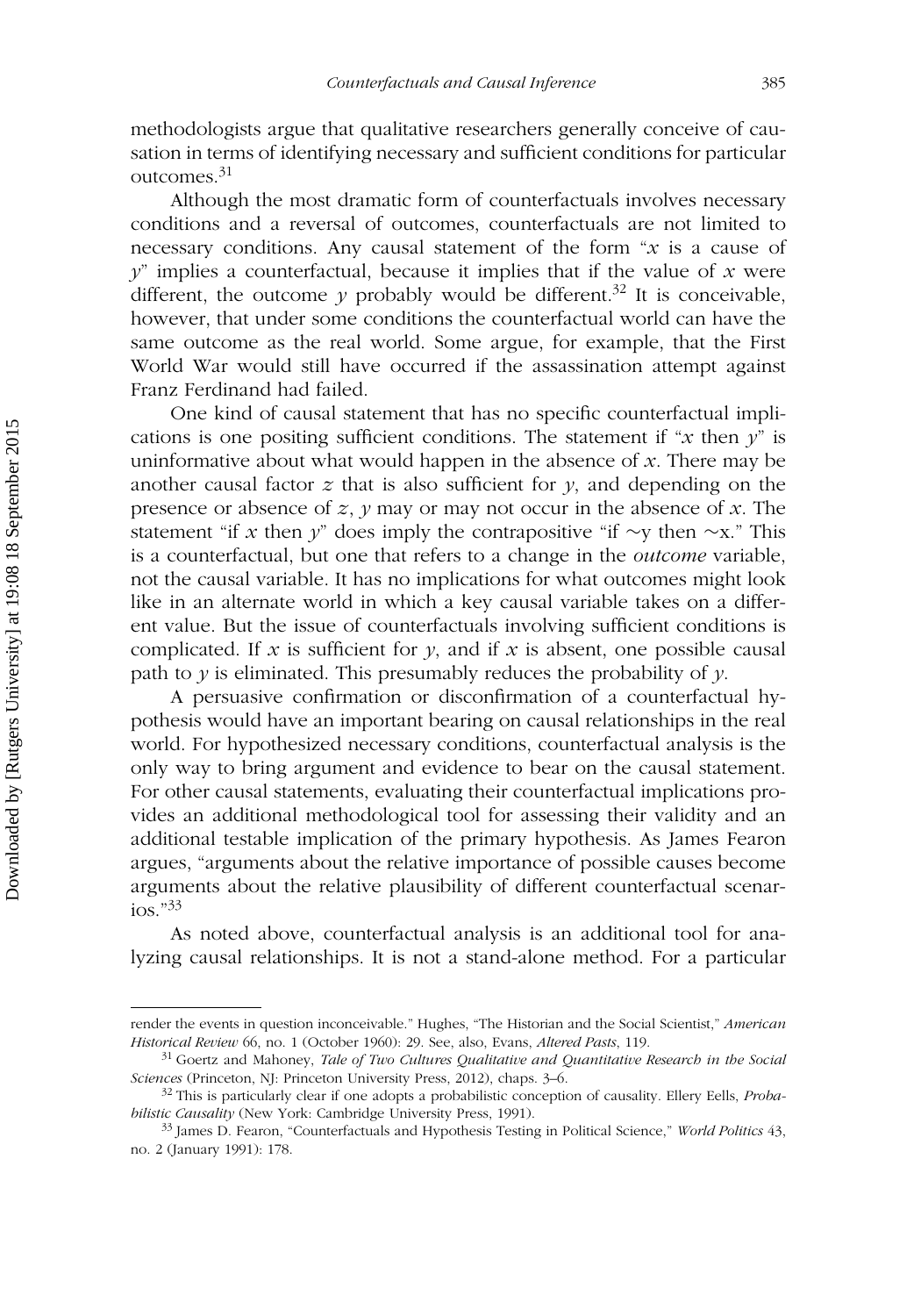methodologists argue that qualitative researchers generally conceive of causation in terms of identifying necessary and sufficient conditions for particular outcomes.[31]

Although the most dramatic form of counterfactuals involves necessary conditions and a reversal of outcomes, counterfactuals are not limited to necessary conditions. Any causal statement of the form "$x$ is a cause of $y$" implies a counterfactual, because it implies that if the value of $x$ were different, the outcome $y$ probably would be different.[32] It is conceivable, however, that under some conditions the counterfactual world can have the same outcome as the real world. Some argue, for example, that the First World War would still have occurred if the assassination attempt against Franz Ferdinand had failed.

One kind of causal statement that has no specific counterfactual implications is one positing sufficient conditions. The statement if "$x$ then $y$" is uninformative about what would happen in the absence of $x$. There may be another causal factor $z$ that is also sufficient for $y$, and depending on the presence or absence of $z$, $y$ may or may not occur in the absence of $x$. The statement "if $x$ then $y$" does imply the contrapositive "if $\sim$y then $\sim$x." This is a counterfactual, but one that refers to a change in the *outcome* variable, not the causal variable. It has no implications for what outcomes might look like in an alternate world in which a key causal variable takes on a different value. But the issue of counterfactuals involving sufficient conditions is complicated. If $x$ is sufficient for $y$, and if $x$ is absent, one possible causal path to $y$ is eliminated. This presumably reduces the probability of $y$.

A persuasive confirmation or disconfirmation of a counterfactual hypothesis would have an important bearing on causal relationships in the real world. For hypothesized necessary conditions, counterfactual analysis is the only way to bring argument and evidence to bear on the causal statement. For other causal statements, evaluating their counterfactual implications provides an additional methodological tool for assessing their validity and an additional testable implication of the primary hypothesis. As James Fearon argues, "arguments about the relative importance of possible causes become arguments about the relative plausibility of different counterfactual scenarios."[33]

As noted above, counterfactual analysis is an additional tool for analyzing causal relationships. It is not a stand-alone method. For a particular

---

render the events in question inconceivable." Hughes, "The Historian and the Social Scientist," *American Historical Review* 66, no. 1 (October 1960): 29. See, also, Evans, *Altered Pasts*, 119.

[31] Goertz and Mahoney, *Tale of Two Cultures Qualitative and Quantitative Research in the Social Sciences* (Princeton, NJ: Princeton University Press, 2012), chaps. 3–6.

[32] This is particularly clear if one adopts a probabilistic conception of causality. Ellery Eells, *Probabilistic Causality* (New York: Cambridge University Press, 1991).

[33] James D. Fearon, "Counterfactuals and Hypothesis Testing in Political Science," *World Politics* 43, no. 2 (January 1991): 178.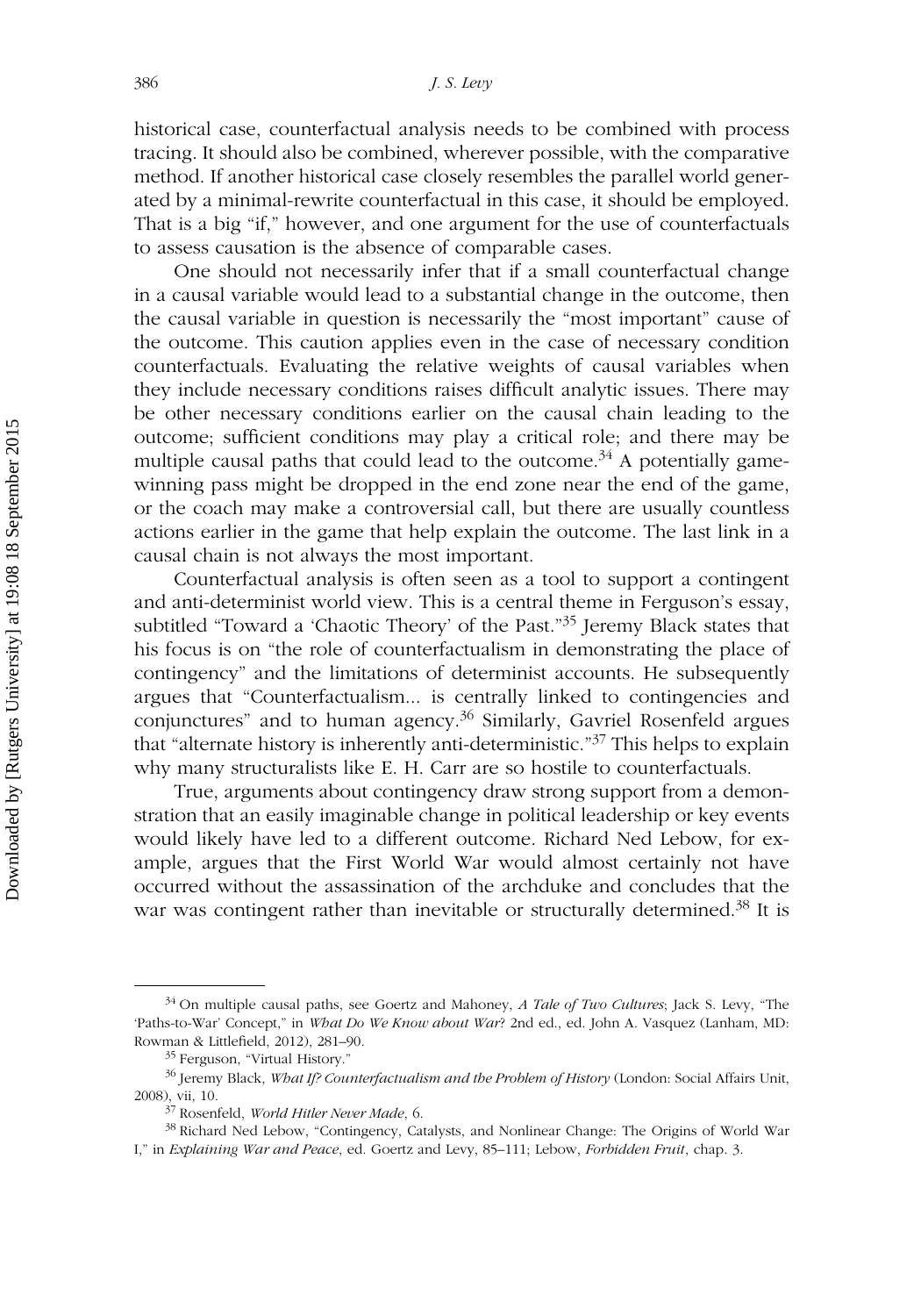historical case, counterfactual analysis needs to be combined with process tracing. It should also be combined, wherever possible, with the comparative method. If another historical case closely resembles the parallel world generated by a minimal-rewrite counterfactual in this case, it should be employed. That is a big "if," however, and one argument for the use of counterfactuals to assess causation is the absence of comparable cases.

One should not necessarily infer that if a small counterfactual change in a causal variable would lead to a substantial change in the outcome, then the causal variable in question is necessarily the "most important" cause of the outcome. This caution applies even in the case of necessary condition counterfactuals. Evaluating the relative weights of causal variables when they include necessary conditions raises difficult analytic issues. There may be other necessary conditions earlier on the causal chain leading to the outcome; sufficient conditions may play a critical role; and there may be multiple causal paths that could lead to the outcome.[34] A potentially game-winning pass might be dropped in the end zone near the end of the game, or the coach may make a controversial call, but there are usually countless actions earlier in the game that help explain the outcome. The last link in a causal chain is not always the most important.

Counterfactual analysis is often seen as a tool to support a contingent and anti-determinist world view. This is a central theme in Ferguson's essay, subtitled "Toward a 'Chaotic Theory' of the Past."[35] Jeremy Black states that his focus is on "the role of counterfactualism in demonstrating the place of contingency" and the limitations of determinist accounts. He subsequently argues that "Counterfactualism... is centrally linked to contingencies and conjunctures" and to human agency.[36] Similarly, Gavriel Rosenfeld argues that "alternate history is inherently anti-deterministic."[37] This helps to explain why many structuralists like E. H. Carr are so hostile to counterfactuals.

True, arguments about contingency draw strong support from a demonstration that an easily imaginable change in political leadership or key events would likely have led to a different outcome. Richard Ned Lebow, for example, argues that the First World War would almost certainly not have occurred without the assassination of the archduke and concludes that the war was contingent rather than inevitable or structurally determined.[38] It is

---

[34] On multiple causal paths, see Goertz and Mahoney, *A Tale of Two Cultures*; Jack S. Levy, "The 'Paths-to-War' Concept," in *What Do We Know about War*? 2nd ed., ed. John A. Vasquez (Lanham, MD: Rowman & Littlefield, 2012), 281–90.

[35] Ferguson, "Virtual History."

[36] Jeremy Black, *What If? Counterfactualism and the Problem of History* (London: Social Affairs Unit, 2008), vii, 10.

[37] Rosenfeld, *World Hitler Never Made*, 6.

[38] Richard Ned Lebow, "Contingency, Catalysts, and Nonlinear Change: The Origins of World War I," in *Explaining War and Peace*, ed. Goertz and Levy, 85–111; Lebow, *Forbidden Fruit*, chap. 3.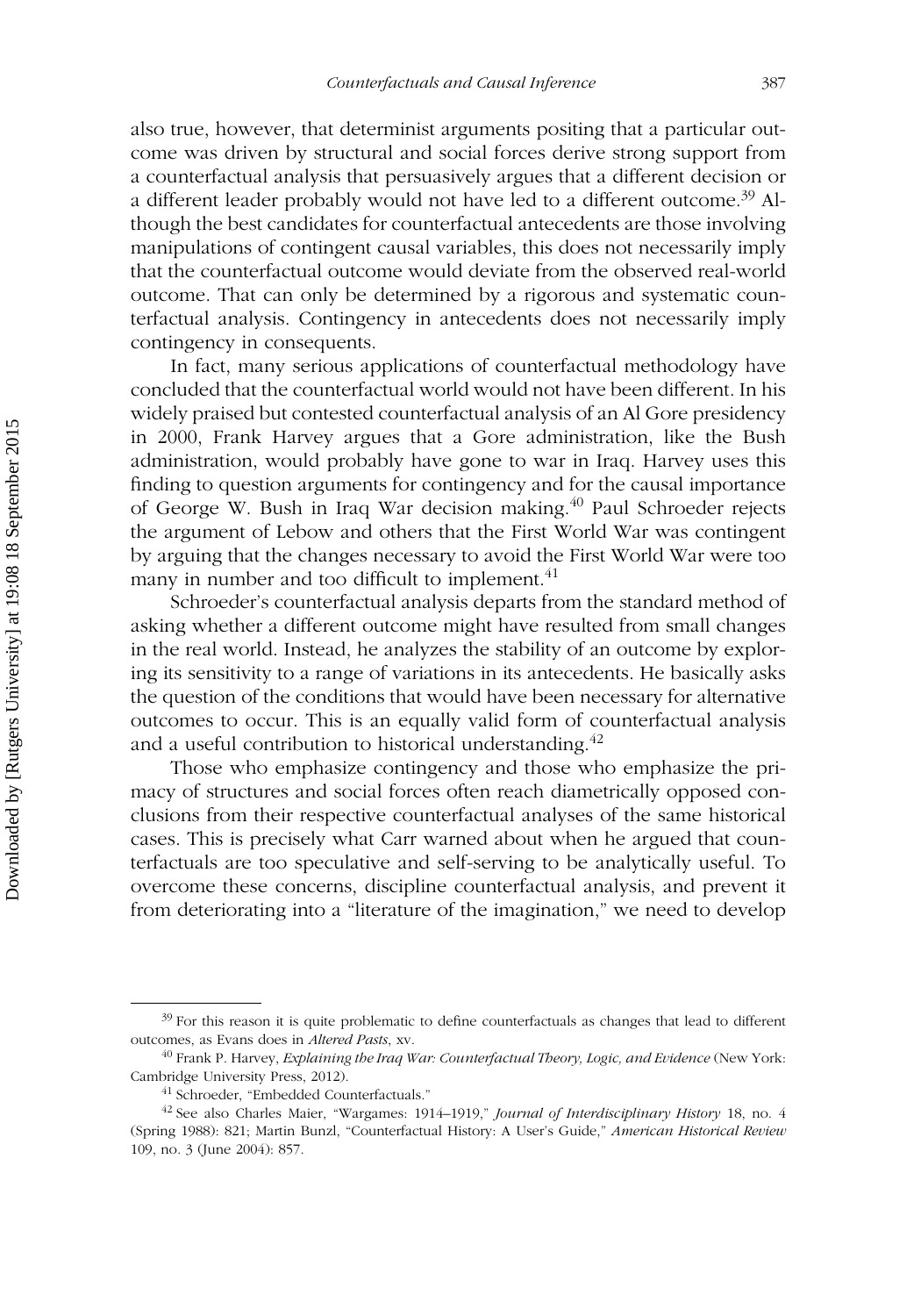also true, however, that determinist arguments positing that a particular outcome was driven by structural and social forces derive strong support from a counterfactual analysis that persuasively argues that a different decision or a different leader probably would not have led to a different outcome.[39] Although the best candidates for counterfactual antecedents are those involving manipulations of contingent causal variables, this does not necessarily imply that the counterfactual outcome would deviate from the observed real-world outcome. That can only be determined by a rigorous and systematic counterfactual analysis. Contingency in antecedents does not necessarily imply contingency in consequents.

In fact, many serious applications of counterfactual methodology have concluded that the counterfactual world would not have been different. In his widely praised but contested counterfactual analysis of an Al Gore presidency in 2000, Frank Harvey argues that a Gore administration, like the Bush administration, would probably have gone to war in Iraq. Harvey uses this finding to question arguments for contingency and for the causal importance of George W. Bush in Iraq War decision making.[40] Paul Schroeder rejects the argument of Lebow and others that the First World War was contingent by arguing that the changes necessary to avoid the First World War were too many in number and too difficult to implement.[41]

Schroeder's counterfactual analysis departs from the standard method of asking whether a different outcome might have resulted from small changes in the real world. Instead, he analyzes the stability of an outcome by exploring its sensitivity to a range of variations in its antecedents. He basically asks the question of the conditions that would have been necessary for alternative outcomes to occur. This is an equally valid form of counterfactual analysis and a useful contribution to historical understanding.[42]

Those who emphasize contingency and those who emphasize the primacy of structures and social forces often reach diametrically opposed conclusions from their respective counterfactual analyses of the same historical cases. This is precisely what Carr warned about when he argued that counterfactuals are too speculative and self-serving to be analytically useful. To overcome these concerns, discipline counterfactual analysis, and prevent it from deteriorating into a "literature of the imagination," we need to develop

---

[39] For this reason it is quite problematic to define counterfactuals as changes that lead to different outcomes, as Evans does in *Altered Pasts*, xv.

[40] Frank P. Harvey, *Explaining the Iraq War: Counterfactual Theory, Logic, and Evidence* (New York: Cambridge University Press, 2012).

[41] Schroeder, "Embedded Counterfactuals."

[42] See also Charles Maier, "Wargames: 1914–1919," *Journal of Interdisciplinary History* 18, no. 4 (Spring 1988): 821; Martin Bunzl, "Counterfactual History: A User's Guide," *American Historical Review* 109, no. 3 (June 2004): 857.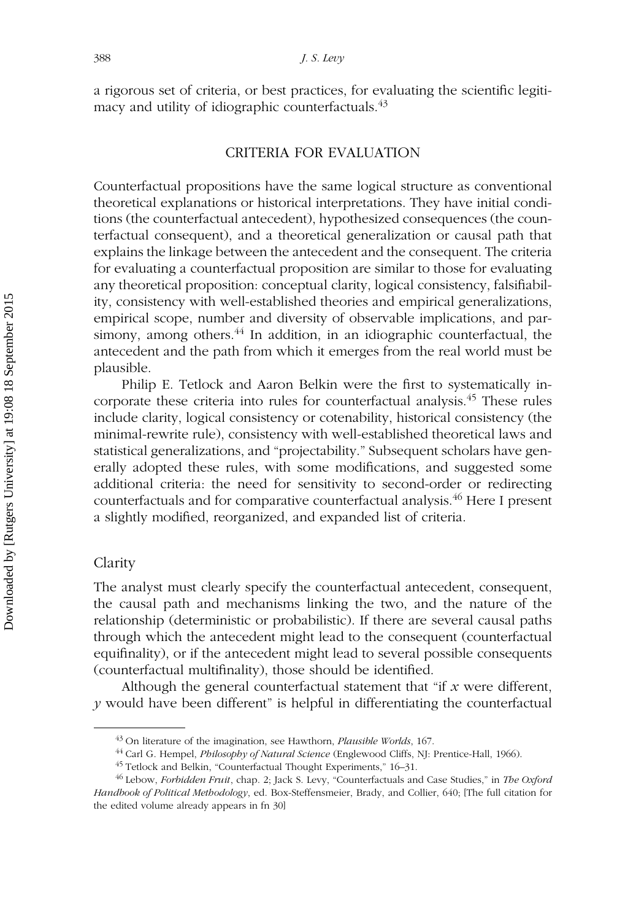a rigorous set of criteria, or best practices, for evaluating the scientific legitimacy and utility of idiographic counterfactuals.[43]

## CRITERIA FOR EVALUATION

Counterfactual propositions have the same logical structure as conventional theoretical explanations or historical interpretations. They have initial conditions (the counterfactual antecedent), hypothesized consequences (the counterfactual consequent), and a theoretical generalization or causal path that explains the linkage between the antecedent and the consequent. The criteria for evaluating a counterfactual proposition are similar to those for evaluating any theoretical proposition: conceptual clarity, logical consistency, falsifiability, consistency with well-established theories and empirical generalizations, empirical scope, number and diversity of observable implications, and parsimony, among others.[44] In addition, in an idiographic counterfactual, the antecedent and the path from which it emerges from the real world must be plausible.

Philip E. Tetlock and Aaron Belkin were the first to systematically incorporate these criteria into rules for counterfactual analysis.[45] These rules include clarity, logical consistency or cotenability, historical consistency (the minimal-rewrite rule), consistency with well-established theoretical laws and statistical generalizations, and "projectability." Subsequent scholars have generally adopted these rules, with some modifications, and suggested some additional criteria: the need for sensitivity to second-order or redirecting counterfactuals and for comparative counterfactual analysis.[46] Here I present a slightly modified, reorganized, and expanded list of criteria.

### Clarity

The analyst must clearly specify the counterfactual antecedent, consequent, the causal path and mechanisms linking the two, and the nature of the relationship (deterministic or probabilistic). If there are several causal paths through which the antecedent might lead to the consequent (counterfactual equifinality), or if the antecedent might lead to several possible consequents (counterfactual multifinality), those should be identified.

Although the general counterfactual statement that "if $x$ were different, $y$ would have been different" is helpful in differentiating the counterfactual

---

[43] On literature of the imagination, see Hawthorn, *Plausible Worlds*, 167.

[44] Carl G. Hempel, *Philosophy of Natural Science* (Englewood Cliffs, NJ: Prentice-Hall, 1966).

[45] Tetlock and Belkin, "Counterfactual Thought Experiments," 16–31.

[46] Lebow, *Forbidden Fruit*, chap. 2; Jack S. Levy, "Counterfactuals and Case Studies," in *The Oxford Handbook of Political Methodology*, ed. Box-Steffensmeier, Brady, and Collier, 640; [The full citation for the edited volume already appears in fn 30]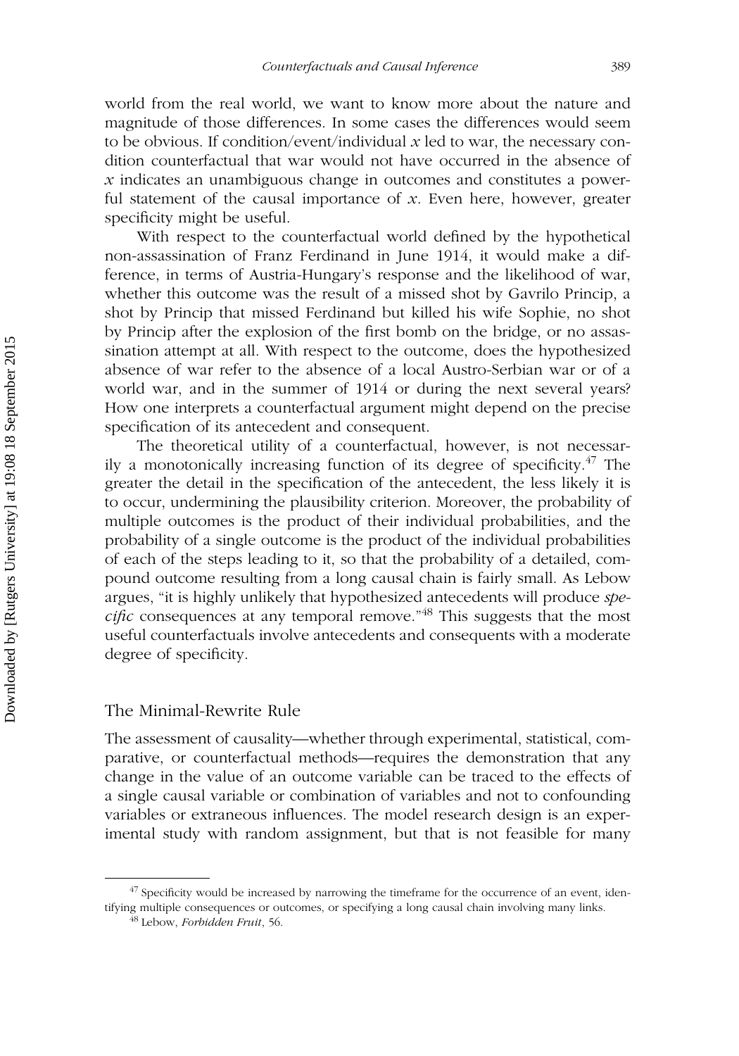world from the real world, we want to know more about the nature and magnitude of those differences. In some cases the differences would seem to be obvious. If condition/event/individual $x$ led to war, the necessary condition counterfactual that war would not have occurred in the absence of $x$ indicates an unambiguous change in outcomes and constitutes a powerful statement of the causal importance of $x$. Even here, however, greater specificity might be useful.

With respect to the counterfactual world defined by the hypothetical non-assassination of Franz Ferdinand in June 1914, it would make a difference, in terms of Austria-Hungary's response and the likelihood of war, whether this outcome was the result of a missed shot by Gavrilo Princip, a shot by Princip that missed Ferdinand but killed his wife Sophie, no shot by Princip after the explosion of the first bomb on the bridge, or no assassination attempt at all. With respect to the outcome, does the hypothesized absence of war refer to the absence of a local Austro-Serbian war or of a world war, and in the summer of 1914 or during the next several years? How one interprets a counterfactual argument might depend on the precise specification of its antecedent and consequent.

The theoretical utility of a counterfactual, however, is not necessarily a monotonically increasing function of its degree of specificity.[47] The greater the detail in the specification of the antecedent, the less likely it is to occur, undermining the plausibility criterion. Moreover, the probability of multiple outcomes is the product of their individual probabilities, and the probability of a single outcome is the product of the individual probabilities of each of the steps leading to it, so that the probability of a detailed, compound outcome resulting from a long causal chain is fairly small. As Lebow argues, "it is highly unlikely that hypothesized antecedents will produce *specific* consequences at any temporal remove."[48] This suggests that the most useful counterfactuals involve antecedents and consequents with a moderate degree of specificity.

## The Minimal-Rewrite Rule

The assessment of causality—whether through experimental, statistical, comparative, or counterfactual methods—requires the demonstration that any change in the value of an outcome variable can be traced to the effects of a single causal variable or combination of variables and not to confounding variables or extraneous influences. The model research design is an experimental study with random assignment, but that is not feasible for many

[47] Specificity would be increased by narrowing the timeframe for the occurrence of an event, identifying multiple consequences or outcomes, or specifying a long causal chain involving many links.

[48] Lebow, *Forbidden Fruit*, 56.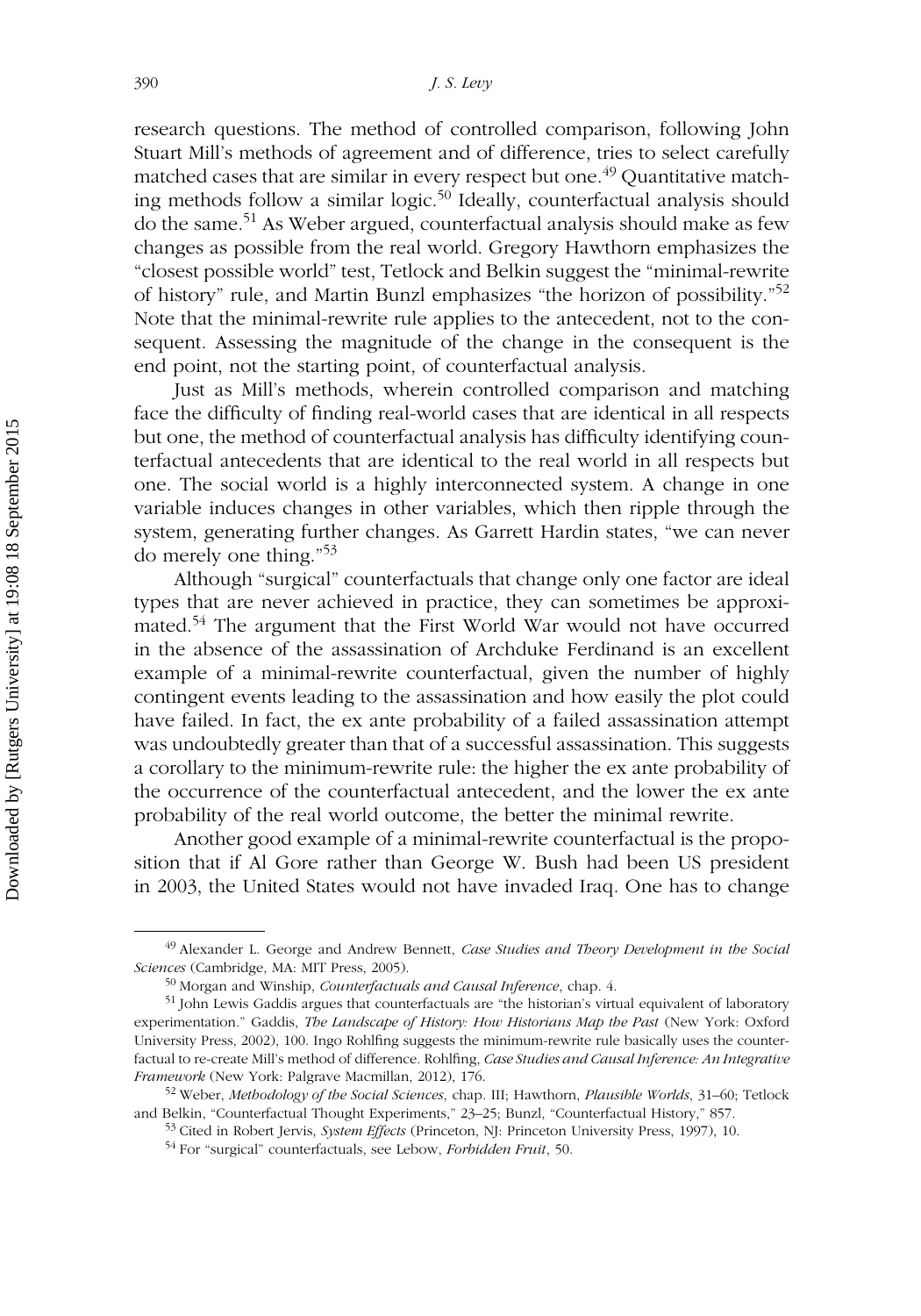research questions. The method of controlled comparison, following John Stuart Mill's methods of agreement and of difference, tries to select carefully matched cases that are similar in every respect but one.[49] Quantitative matching methods follow a similar logic.[50] Ideally, counterfactual analysis should do the same.[51] As Weber argued, counterfactual analysis should make as few changes as possible from the real world. Gregory Hawthorn emphasizes the "closest possible world" test, Tetlock and Belkin suggest the "minimal-rewrite of history" rule, and Martin Bunzl emphasizes "the horizon of possibility."[52] Note that the minimal-rewrite rule applies to the antecedent, not to the consequent. Assessing the magnitude of the change in the consequent is the end point, not the starting point, of counterfactual analysis.

Just as Mill's methods, wherein controlled comparison and matching face the difficulty of finding real-world cases that are identical in all respects but one, the method of counterfactual analysis has difficulty identifying counterfactual antecedents that are identical to the real world in all respects but one. The social world is a highly interconnected system. A change in one variable induces changes in other variables, which then ripple through the system, generating further changes. As Garrett Hardin states, "we can never do merely one thing."[53]

Although "surgical" counterfactuals that change only one factor are ideal types that are never achieved in practice, they can sometimes be approximated.[54] The argument that the First World War would not have occurred in the absence of the assassination of Archduke Ferdinand is an excellent example of a minimal-rewrite counterfactual, given the number of highly contingent events leading to the assassination and how easily the plot could have failed. In fact, the ex ante probability of a failed assassination attempt was undoubtedly greater than that of a successful assassination. This suggests a corollary to the minimum-rewrite rule: the higher the ex ante probability of the occurrence of the counterfactual antecedent, and the lower the ex ante probability of the real world outcome, the better the minimal rewrite.

Another good example of a minimal-rewrite counterfactual is the proposition that if Al Gore rather than George W. Bush had been US president in 2003, the United States would not have invaded Iraq. One has to change

---

[49] Alexander L. George and Andrew Bennett, *Case Studies and Theory Development in the Social Sciences* (Cambridge, MA: MIT Press, 2005).

[50] Morgan and Winship, *Counterfactuals and Causal Inference*, chap. 4.

[51] John Lewis Gaddis argues that counterfactuals are "the historian's virtual equivalent of laboratory experimentation." Gaddis, *The Landscape of History: How Historians Map the Past* (New York: Oxford University Press, 2002), 100. Ingo Rohlfing suggests the minimum-rewrite rule basically uses the counterfactual to re-create Mill's method of difference. Rohlfing, *Case Studies and Causal Inference: An Integrative Framework* (New York: Palgrave Macmillan, 2012), 176.

[52] Weber, *Methodology of the Social Sciences*, chap. III; Hawthorn, *Plausible Worlds*, 31–60; Tetlock and Belkin, "Counterfactual Thought Experiments," 23–25; Bunzl, "Counterfactual History," 857.

[53] Cited in Robert Jervis, *System Effects* (Princeton, NJ: Princeton University Press, 1997), 10.

[54] For "surgical" counterfactuals, see Lebow, *Forbidden Fruit*, 50.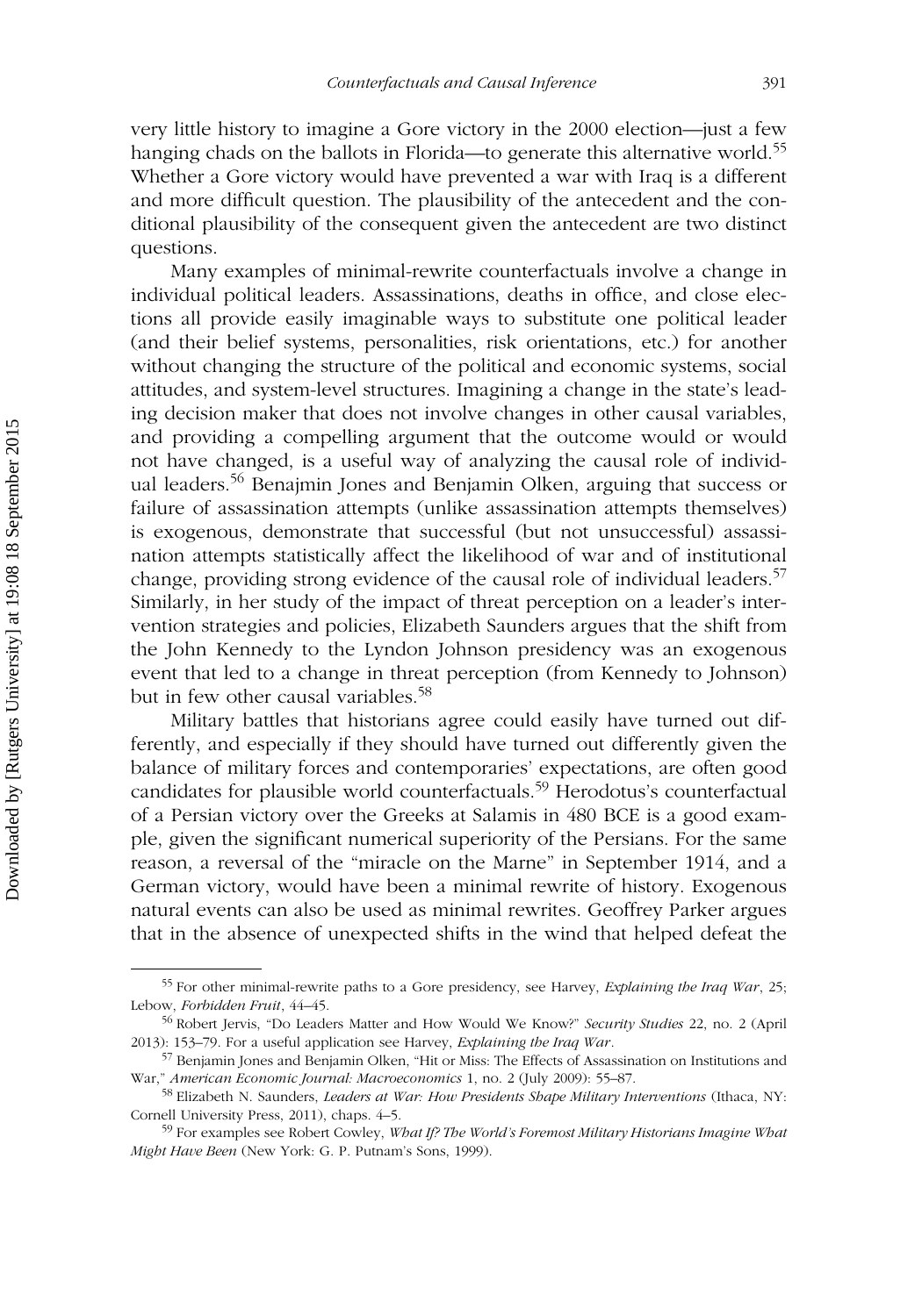very little history to imagine a Gore victory in the 2000 election—just a few hanging chads on the ballots in Florida—to generate this alternative world.[55] Whether a Gore victory would have prevented a war with Iraq is a different and more difficult question. The plausibility of the antecedent and the conditional plausibility of the consequent given the antecedent are two distinct questions.

Many examples of minimal-rewrite counterfactuals involve a change in individual political leaders. Assassinations, deaths in office, and close elections all provide easily imaginable ways to substitute one political leader (and their belief systems, personalities, risk orientations, etc.) for another without changing the structure of the political and economic systems, social attitudes, and system-level structures. Imagining a change in the state's leading decision maker that does not involve changes in other causal variables, and providing a compelling argument that the outcome would or would not have changed, is a useful way of analyzing the causal role of individual leaders.[56] Benajmin Jones and Benjamin Olken, arguing that success or failure of assassination attempts (unlike assassination attempts themselves) is exogenous, demonstrate that successful (but not unsuccessful) assassination attempts statistically affect the likelihood of war and of institutional change, providing strong evidence of the causal role of individual leaders.[57] Similarly, in her study of the impact of threat perception on a leader's intervention strategies and policies, Elizabeth Saunders argues that the shift from the John Kennedy to the Lyndon Johnson presidency was an exogenous event that led to a change in threat perception (from Kennedy to Johnson) but in few other causal variables.[58]

Military battles that historians agree could easily have turned out differently, and especially if they should have turned out differently given the balance of military forces and contemporaries' expectations, are often good candidates for plausible world counterfactuals.[59] Herodotus's counterfactual of a Persian victory over the Greeks at Salamis in 480 BCE is a good example, given the significant numerical superiority of the Persians. For the same reason, a reversal of the "miracle on the Marne" in September 1914, and a German victory, would have been a minimal rewrite of history. Exogenous natural events can also be used as minimal rewrites. Geoffrey Parker argues that in the absence of unexpected shifts in the wind that helped defeat the

---

[55] For other minimal-rewrite paths to a Gore presidency, see Harvey, *Explaining the Iraq War*, 25; Lebow, *Forbidden Fruit*, 44–45.

[56] Robert Jervis, "Do Leaders Matter and How Would We Know?" *Security Studies* 22, no. 2 (April 2013): 153–79. For a useful application see Harvey, *Explaining the Iraq War*.

[57] Benjamin Jones and Benjamin Olken, "Hit or Miss: The Effects of Assassination on Institutions and War," *American Economic Journal: Macroeconomics* 1, no. 2 (July 2009): 55–87.

[58] Elizabeth N. Saunders, *Leaders at War: How Presidents Shape Military Interventions* (Ithaca, NY: Cornell University Press, 2011), chaps. 4–5.

[59] For examples see Robert Cowley, *What If? The World's Foremost Military Historians Imagine What Might Have Been* (New York: G. P. Putnam's Sons, 1999).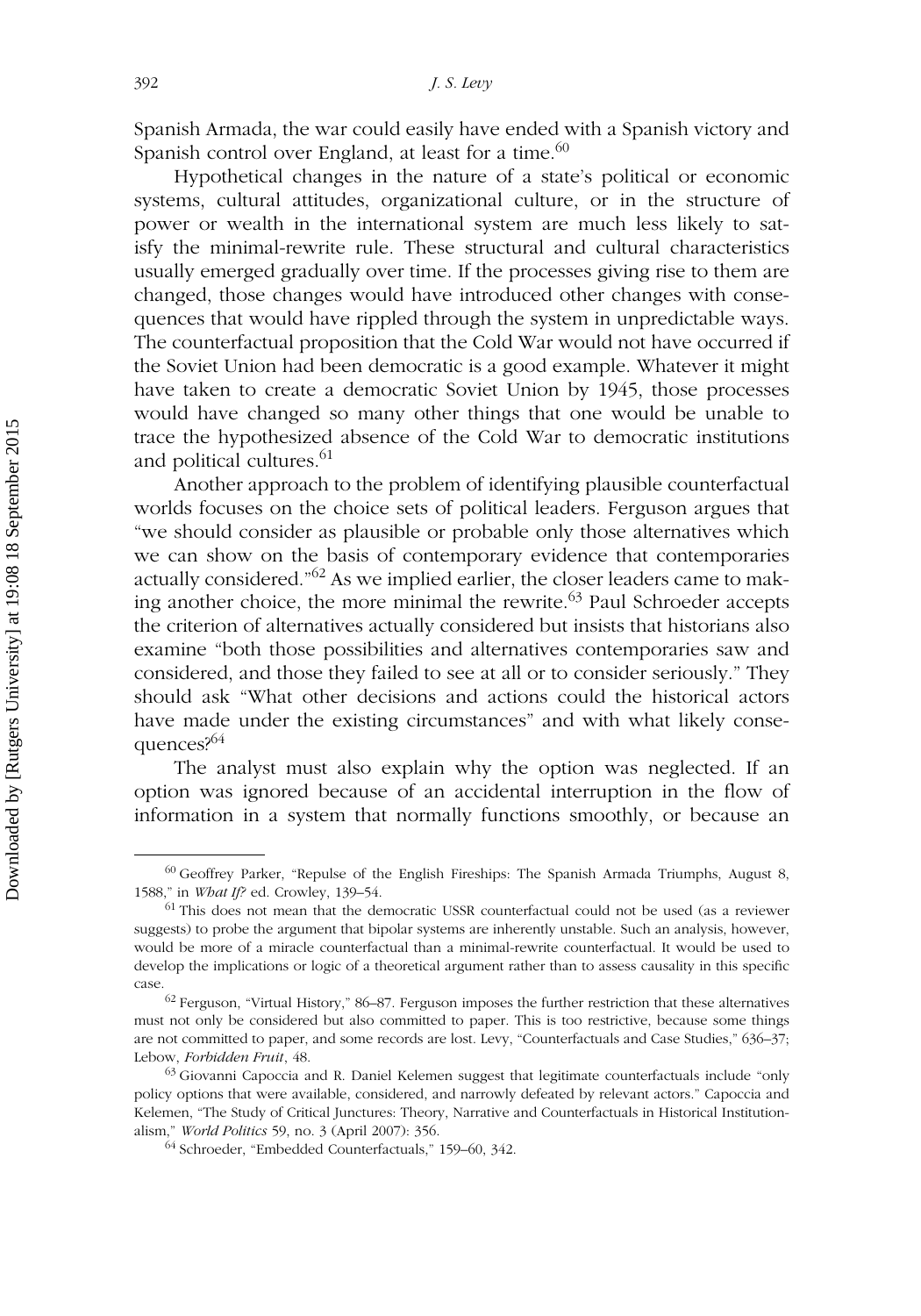Spanish Armada, the war could easily have ended with a Spanish victory and Spanish control over England, at least for a time.[60]

Hypothetical changes in the nature of a state's political or economic systems, cultural attitudes, organizational culture, or in the structure of power or wealth in the international system are much less likely to satisfy the minimal-rewrite rule. These structural and cultural characteristics usually emerged gradually over time. If the processes giving rise to them are changed, those changes would have introduced other changes with consequences that would have rippled through the system in unpredictable ways. The counterfactual proposition that the Cold War would not have occurred if the Soviet Union had been democratic is a good example. Whatever it might have taken to create a democratic Soviet Union by 1945, those processes would have changed so many other things that one would be unable to trace the hypothesized absence of the Cold War to democratic institutions and political cultures.[61]

Another approach to the problem of identifying plausible counterfactual worlds focuses on the choice sets of political leaders. Ferguson argues that "we should consider as plausible or probable only those alternatives which we can show on the basis of contemporary evidence that contemporaries actually considered."[62] As we implied earlier, the closer leaders came to making another choice, the more minimal the rewrite.[63] Paul Schroeder accepts the criterion of alternatives actually considered but insists that historians also examine "both those possibilities and alternatives contemporaries saw and considered, and those they failed to see at all or to consider seriously." They should ask "What other decisions and actions could the historical actors have made under the existing circumstances" and with what likely consequences?[64]

The analyst must also explain why the option was neglected. If an option was ignored because of an accidental interruption in the flow of information in a system that normally functions smoothly, or because an

---

[60] Geoffrey Parker, "Repulse of the English Fireships: The Spanish Armada Triumphs, August 8, 1588," in *What If?* ed. Crowley, 139–54.

[61] This does not mean that the democratic USSR counterfactual could not be used (as a reviewer suggests) to probe the argument that bipolar systems are inherently unstable. Such an analysis, however, would be more of a miracle counterfactual than a minimal-rewrite counterfactual. It would be used to develop the implications or logic of a theoretical argument rather than to assess causality in this specific case.

[62] Ferguson, "Virtual History," 86–87. Ferguson imposes the further restriction that these alternatives must not only be considered but also committed to paper. This is too restrictive, because some things are not committed to paper, and some records are lost. Levy, "Counterfactuals and Case Studies," 636–37; Lebow, *Forbidden Fruit*, 48.

[63] Giovanni Capoccia and R. Daniel Kelemen suggest that legitimate counterfactuals include "only policy options that were available, considered, and narrowly defeated by relevant actors." Capoccia and Kelemen, "The Study of Critical Junctures: Theory, Narrative and Counterfactuals in Historical Institutionalism," *World Politics* 59, no. 3 (April 2007): 356.

[64] Schroeder, "Embedded Counterfactuals," 159–60, 342.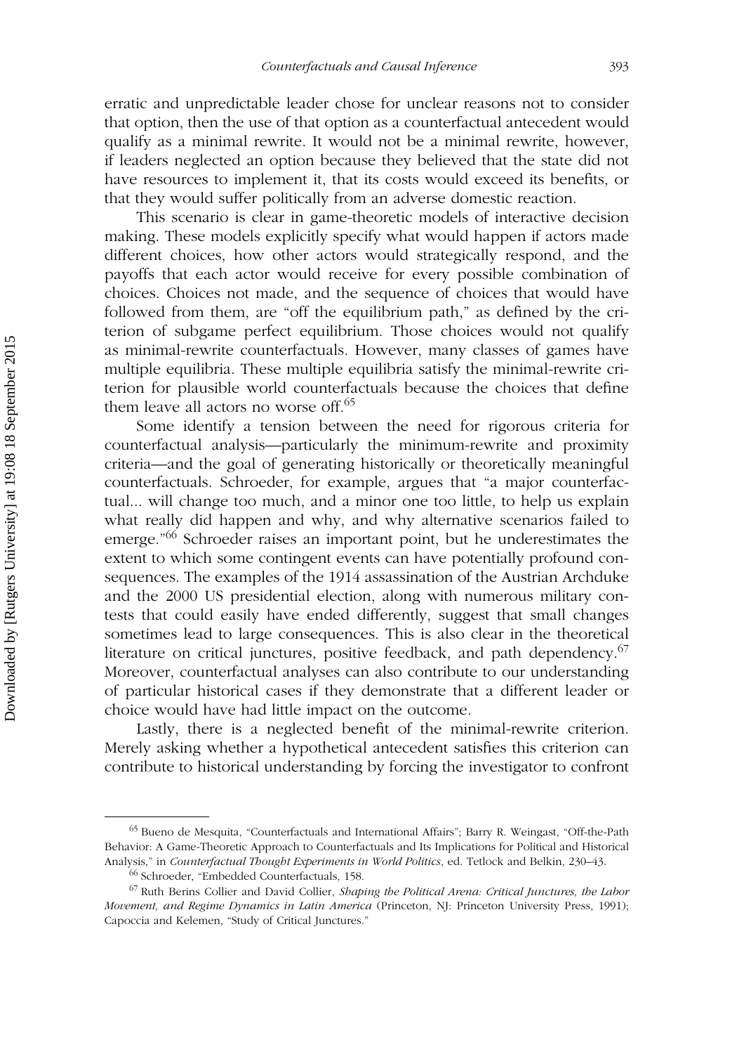erratic and unpredictable leader chose for unclear reasons not to consider that option, then the use of that option as a counterfactual antecedent would qualify as a minimal rewrite. It would not be a minimal rewrite, however, if leaders neglected an option because they believed that the state did not have resources to implement it, that its costs would exceed its benefits, or that they would suffer politically from an adverse domestic reaction.

This scenario is clear in game-theoretic models of interactive decision making. These models explicitly specify what would happen if actors made different choices, how other actors would strategically respond, and the payoffs that each actor would receive for every possible combination of choices. Choices not made, and the sequence of choices that would have followed from them, are "off the equilibrium path," as defined by the criterion of subgame perfect equilibrium. Those choices would not qualify as minimal-rewrite counterfactuals. However, many classes of games have multiple equilibria. These multiple equilibria satisfy the minimal-rewrite criterion for plausible world counterfactuals because the choices that define them leave all actors no worse off.[65]

Some identify a tension between the need for rigorous criteria for counterfactual analysis—particularly the minimum-rewrite and proximity criteria—and the goal of generating historically or theoretically meaningful counterfactuals. Schroeder, for example, argues that "a major counterfactual... will change too much, and a minor one too little, to help us explain what really did happen and why, and why alternative scenarios failed to emerge."[66] Schroeder raises an important point, but he underestimates the extent to which some contingent events can have potentially profound consequences. The examples of the 1914 assassination of the Austrian Archduke and the 2000 US presidential election, along with numerous military contests that could easily have ended differently, suggest that small changes sometimes lead to large consequences. This is also clear in the theoretical literature on critical junctures, positive feedback, and path dependency.[67] Moreover, counterfactual analyses can also contribute to our understanding of particular historical cases if they demonstrate that a different leader or choice would have had little impact on the outcome.

Lastly, there is a neglected benefit of the minimal-rewrite criterion. Merely asking whether a hypothetical antecedent satisfies this criterion can contribute to historical understanding by forcing the investigator to confront

---

[65] Bueno de Mesquita, "Counterfactuals and International Affairs"; Barry R. Weingast, "Off-the-Path Behavior: A Game-Theoretic Approach to Counterfactuals and Its Implications for Political and Historical Analysis," in *Counterfactual Thought Experiments in World Politics*, ed. Tetlock and Belkin, 230–43.

[66] Schroeder, "Embedded Counterfactuals, 158.

[67] Ruth Berins Collier and David Collier, *Shaping the Political Arena: Critical Junctures, the Labor Movement, and Regime Dynamics in Latin America* (Princeton, NJ: Princeton University Press, 1991); Capoccia and Kelemen, "Study of Critical Junctures."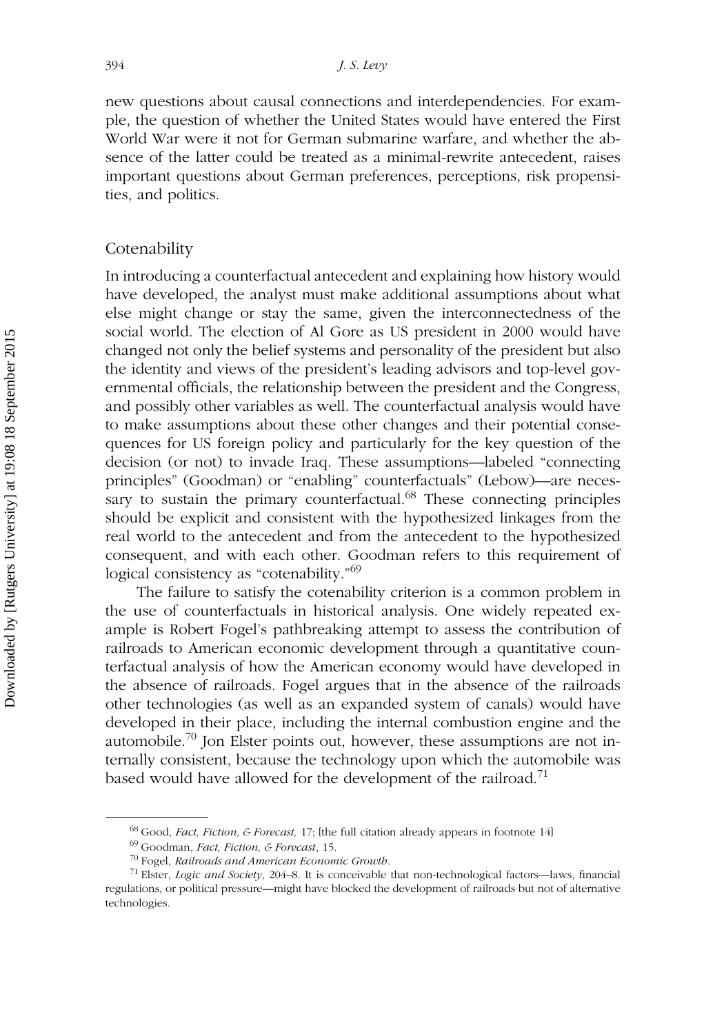new questions about causal connections and interdependencies. For example, the question of whether the United States would have entered the First World War were it not for German submarine warfare, and whether the absence of the latter could be treated as a minimal-rewrite antecedent, raises important questions about German preferences, perceptions, risk propensities, and politics.

## Cotenability

In introducing a counterfactual antecedent and explaining how history would have developed, the analyst must make additional assumptions about what else might change or stay the same, given the interconnectedness of the social world. The election of Al Gore as US president in 2000 would have changed not only the belief systems and personality of the president but also the identity and views of the president's leading advisors and top-level governmental officials, the relationship between the president and the Congress, and possibly other variables as well. The counterfactual analysis would have to make assumptions about these other changes and their potential consequences for US foreign policy and particularly for the key question of the decision (or not) to invade Iraq. These assumptions—labeled "connecting principles" (Goodman) or "enabling" counterfactuals" (Lebow)—are necessary to sustain the primary counterfactual.[68] These connecting principles should be explicit and consistent with the hypothesized linkages from the real world to the antecedent and from the antecedent to the hypothesized consequent, and with each other. Goodman refers to this requirement of logical consistency as "cotenability."[69]

The failure to satisfy the cotenability criterion is a common problem in the use of counterfactuals in historical analysis. One widely repeated example is Robert Fogel's pathbreaking attempt to assess the contribution of railroads to American economic development through a quantitative counterfactual analysis of how the American economy would have developed in the absence of railroads. Fogel argues that in the absence of the railroads other technologies (as well as an expanded system of canals) would have developed in their place, including the internal combustion engine and the automobile.[70] Jon Elster points out, however, these assumptions are not internally consistent, because the technology upon which the automobile was based would have allowed for the development of the railroad.[71]

---

[68] Good, *Fact, Fiction, & Forecast,* 17; [the full citation already appears in footnote 14]

[69] Goodman, *Fact, Fiction, & Forecast*, 15.

[70] Fogel, *Railroads and American Economic Growth*.

[71] Elster, *Logic and Society*, 204–8. It is conceivable that non-technological factors—laws, financial regulations, or political pressure—might have blocked the development of railroads but not of alternative technologies.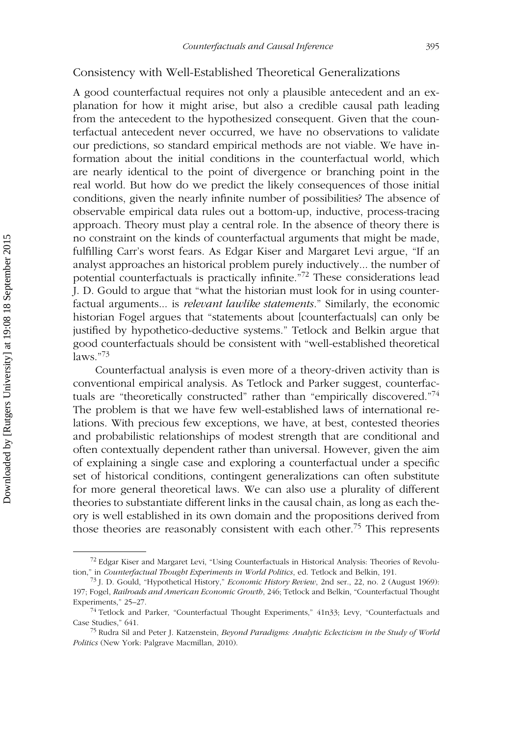## Consistency with Well-Established Theoretical Generalizations

A good counterfactual requires not only a plausible antecedent and an explanation for how it might arise, but also a credible causal path leading from the antecedent to the hypothesized consequent. Given that the counterfactual antecedent never occurred, we have no observations to validate our predictions, so standard empirical methods are not viable. We have information about the initial conditions in the counterfactual world, which are nearly identical to the point of divergence or branching point in the real world. But how do we predict the likely consequences of those initial conditions, given the nearly infinite number of possibilities? The absence of observable empirical data rules out a bottom-up, inductive, process-tracing approach. Theory must play a central role. In the absence of theory there is no constraint on the kinds of counterfactual arguments that might be made, fulfilling Carr's worst fears. As Edgar Kiser and Margaret Levi argue, "If an analyst approaches an historical problem purely inductively... the number of potential counterfactuals is practically infinite."[72] These considerations lead J. D. Gould to argue that "what the historian must look for in using counterfactual arguments... is *relevant lawlike statements*." Similarly, the economic historian Fogel argues that "statements about [counterfactuals] can only be justified by hypothetico-deductive systems." Tetlock and Belkin argue that good counterfactuals should be consistent with "well-established theoretical laws."[73]

Counterfactual analysis is even more of a theory-driven activity than is conventional empirical analysis. As Tetlock and Parker suggest, counterfactuals are "theoretically constructed" rather than "empirically discovered."[74] The problem is that we have few well-established laws of international relations. With precious few exceptions, we have, at best, contested theories and probabilistic relationships of modest strength that are conditional and often contextually dependent rather than universal. However, given the aim of explaining a single case and exploring a counterfactual under a specific set of historical conditions, contingent generalizations can often substitute for more general theoretical laws. We can also use a plurality of different theories to substantiate different links in the causal chain, as long as each theory is well established in its own domain and the propositions derived from those theories are reasonably consistent with each other.[75] This represents

---

[72] Edgar Kiser and Margaret Levi, "Using Counterfactuals in Historical Analysis: Theories of Revolution," in *Counterfactual Thought Experiments in World Politics*, ed. Tetlock and Belkin, 191.

[73] J. D. Gould, "Hypothetical History," *Economic History Review*, 2nd ser., 22, no. 2 (August 1969): 197; Fogel, *Railroads and American Economic Growth*, 246; Tetlock and Belkin, "Counterfactual Thought Experiments," 25–27.

[74] Tetlock and Parker, "Counterfactual Thought Experiments," 41n33; Levy, "Counterfactuals and Case Studies," 641.

[75] Rudra Sil and Peter J. Katzenstein, *Beyond Paradigms: Analytic Eclecticism in the Study of World Politics* (New York: Palgrave Macmillan, 2010).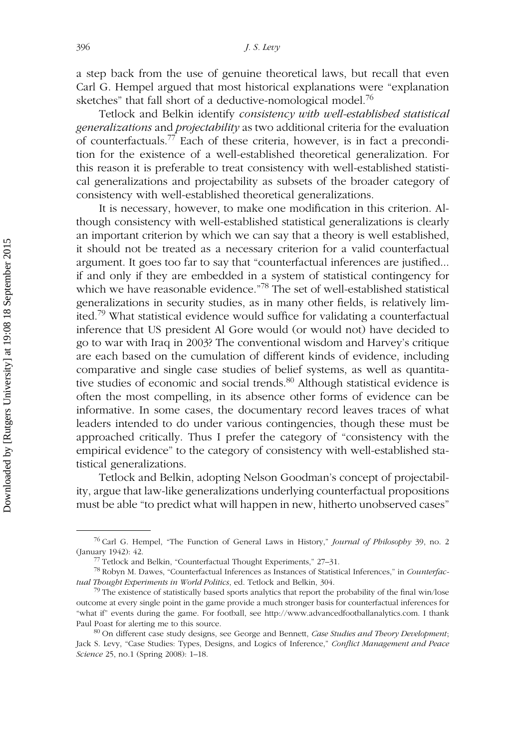a step back from the use of genuine theoretical laws, but recall that even Carl G. Hempel argued that most historical explanations were "explanation sketches" that fall short of a deductive-nomological model.[76]

Tetlock and Belkin identify *consistency with well-established statistical generalizations* and *projectability* as two additional criteria for the evaluation of counterfactuals.[77] Each of these criteria, however, is in fact a precondition for the existence of a well-established theoretical generalization. For this reason it is preferable to treat consistency with well-established statistical generalizations and projectability as subsets of the broader category of consistency with well-established theoretical generalizations.

It is necessary, however, to make one modification in this criterion. Although consistency with well-established statistical generalizations is clearly an important criterion by which we can say that a theory is well established, it should not be treated as a necessary criterion for a valid counterfactual argument. It goes too far to say that "counterfactual inferences are justified... if and only if they are embedded in a system of statistical contingency for which we have reasonable evidence."[78] The set of well-established statistical generalizations in security studies, as in many other fields, is relatively limited.[79] What statistical evidence would suffice for validating a counterfactual inference that US president Al Gore would (or would not) have decided to go to war with Iraq in 2003? The conventional wisdom and Harvey's critique are each based on the cumulation of different kinds of evidence, including comparative and single case studies of belief systems, as well as quantitative studies of economic and social trends.[80] Although statistical evidence is often the most compelling, in its absence other forms of evidence can be informative. In some cases, the documentary record leaves traces of what leaders intended to do under various contingencies, though these must be approached critically. Thus I prefer the category of "consistency with the empirical evidence" to the category of consistency with well-established statistical generalizations.

Tetlock and Belkin, adopting Nelson Goodman's concept of projectability, argue that law-like generalizations underlying counterfactual propositions must be able "to predict what will happen in new, hitherto unobserved cases"

---

[76] Carl G. Hempel, "The Function of General Laws in History," *Journal of Philosophy* 39, no. 2 (January 1942): 42.

[77] Tetlock and Belkin, "Counterfactual Thought Experiments," 27–31.

[78] Robyn M. Dawes, "Counterfactual Inferences as Instances of Statistical Inferences," in *Counterfactual Thought Experiments in World Politics*, ed. Tetlock and Belkin, 304.

[79] The existence of statistically based sports analytics that report the probability of the final win/lose outcome at every single point in the game provide a much stronger basis for counterfactual inferences for "what if" events during the game. For football, see http://www.advancedfootballanalytics.com. I thank Paul Poast for alerting me to this source.

[80] On different case study designs, see George and Bennett, *Case Studies and Theory Development*; Jack S. Levy, "Case Studies: Types, Designs, and Logics of Inference," *Conflict Management and Peace Science* 25, no.1 (Spring 2008): 1–18.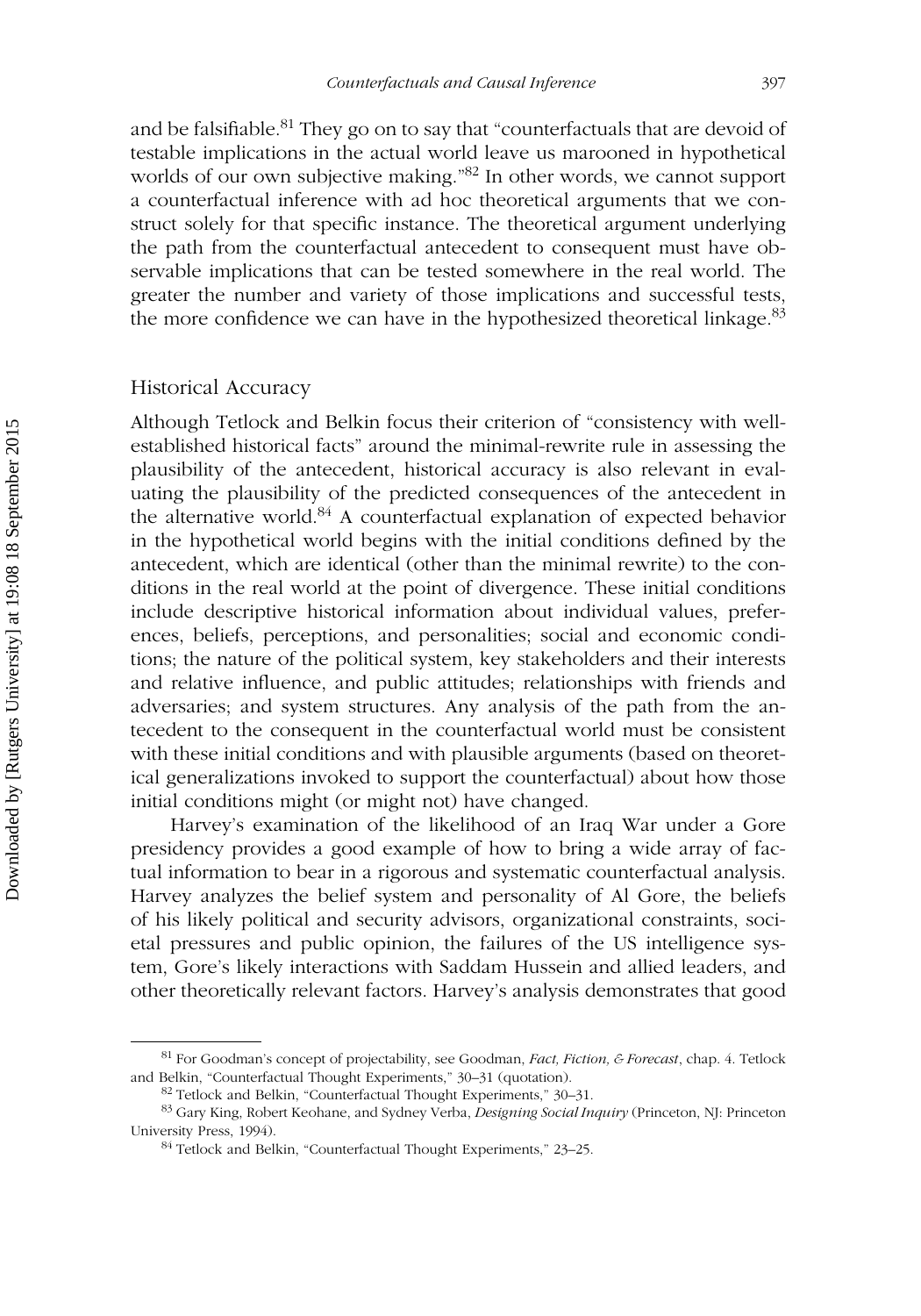and be falsifiable.[81] They go on to say that "counterfactuals that are devoid of testable implications in the actual world leave us marooned in hypothetical worlds of our own subjective making."[82] In other words, we cannot support a counterfactual inference with ad hoc theoretical arguments that we construct solely for that specific instance. The theoretical argument underlying the path from the counterfactual antecedent to consequent must have observable implications that can be tested somewhere in the real world. The greater the number and variety of those implications and successful tests, the more confidence we can have in the hypothesized theoretical linkage.[83]

## Historical Accuracy

Although Tetlock and Belkin focus their criterion of "consistency with well-established historical facts" around the minimal-rewrite rule in assessing the plausibility of the antecedent, historical accuracy is also relevant in evaluating the plausibility of the predicted consequences of the antecedent in the alternative world.[84] A counterfactual explanation of expected behavior in the hypothetical world begins with the initial conditions defined by the antecedent, which are identical (other than the minimal rewrite) to the conditions in the real world at the point of divergence. These initial conditions include descriptive historical information about individual values, preferences, beliefs, perceptions, and personalities; social and economic conditions; the nature of the political system, key stakeholders and their interests and relative influence, and public attitudes; relationships with friends and adversaries; and system structures. Any analysis of the path from the antecedent to the consequent in the counterfactual world must be consistent with these initial conditions and with plausible arguments (based on theoretical generalizations invoked to support the counterfactual) about how those initial conditions might (or might not) have changed.

Harvey's examination of the likelihood of an Iraq War under a Gore presidency provides a good example of how to bring a wide array of factual information to bear in a rigorous and systematic counterfactual analysis. Harvey analyzes the belief system and personality of Al Gore, the beliefs of his likely political and security advisors, organizational constraints, societal pressures and public opinion, the failures of the US intelligence system, Gore's likely interactions with Saddam Hussein and allied leaders, and other theoretically relevant factors. Harvey's analysis demonstrates that good

---

[81] For Goodman's concept of projectability, see Goodman, *Fact, Fiction, & Forecast*, chap. 4. Tetlock and Belkin, "Counterfactual Thought Experiments," 30–31 (quotation).

[82] Tetlock and Belkin, "Counterfactual Thought Experiments," 30–31.

[83] Gary King, Robert Keohane, and Sydney Verba, *Designing Social Inquiry* (Princeton, NJ: Princeton University Press, 1994).

[84] Tetlock and Belkin, "Counterfactual Thought Experiments," 23–25.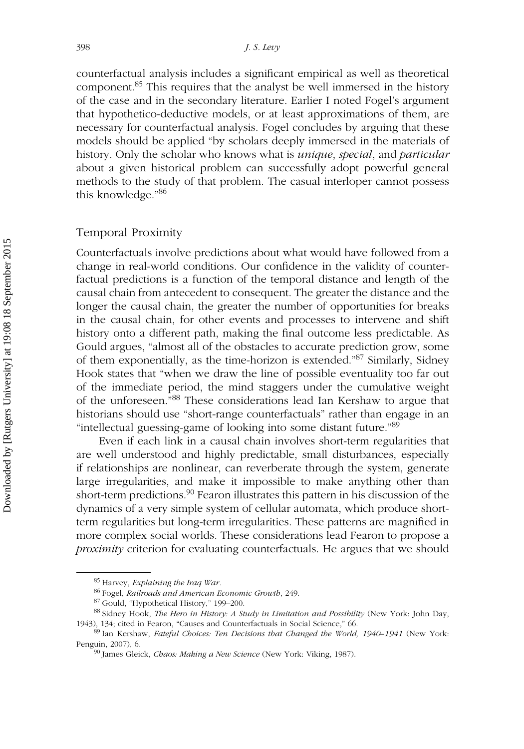counterfactual analysis includes a significant empirical as well as theoretical component.[85] This requires that the analyst be well immersed in the history of the case and in the secondary literature. Earlier I noted Fogel's argument that hypothetico-deductive models, or at least approximations of them, are necessary for counterfactual analysis. Fogel concludes by arguing that these models should be applied "by scholars deeply immersed in the materials of history. Only the scholar who knows what is *unique*, *special*, and *particular* about a given historical problem can successfully adopt powerful general methods to the study of that problem. The casual interloper cannot possess this knowledge."[86]

## Temporal Proximity

Counterfactuals involve predictions about what would have followed from a change in real-world conditions. Our confidence in the validity of counterfactual predictions is a function of the temporal distance and length of the causal chain from antecedent to consequent. The greater the distance and the longer the causal chain, the greater the number of opportunities for breaks in the causal chain, for other events and processes to intervene and shift history onto a different path, making the final outcome less predictable. As Gould argues, "almost all of the obstacles to accurate prediction grow, some of them exponentially, as the time-horizon is extended."[87] Similarly, Sidney Hook states that "when we draw the line of possible eventuality too far out of the immediate period, the mind staggers under the cumulative weight of the unforeseen."[88] These considerations lead Ian Kershaw to argue that historians should use "short-range counterfactuals" rather than engage in an "intellectual guessing-game of looking into some distant future."[89]

Even if each link in a causal chain involves short-term regularities that are well understood and highly predictable, small disturbances, especially if relationships are nonlinear, can reverberate through the system, generate large irregularities, and make it impossible to make anything other than short-term predictions.[90] Fearon illustrates this pattern in his discussion of the dynamics of a very simple system of cellular automata, which produce short-term regularities but long-term irregularities. These patterns are magnified in more complex social worlds. These considerations lead Fearon to propose a *proximity* criterion for evaluating counterfactuals. He argues that we should

---

[85] Harvey, *Explaining the Iraq War*.

[86] Fogel, *Railroads and American Economic Growth*, 249.

[87] Gould, "Hypothetical History," 199–200.

[88] Sidney Hook, *The Hero in History: A Study in Limitation and Possibility* (New York: John Day, 1943), 134; cited in Fearon, "Causes and Counterfactuals in Social Science," 66.

[89] Ian Kershaw, *Fateful Choices: Ten Decisions that Changed the World, 1940–1941* (New York: Penguin, 2007), 6.

[90] James Gleick, *Chaos: Making a New Science* (New York: Viking, 1987).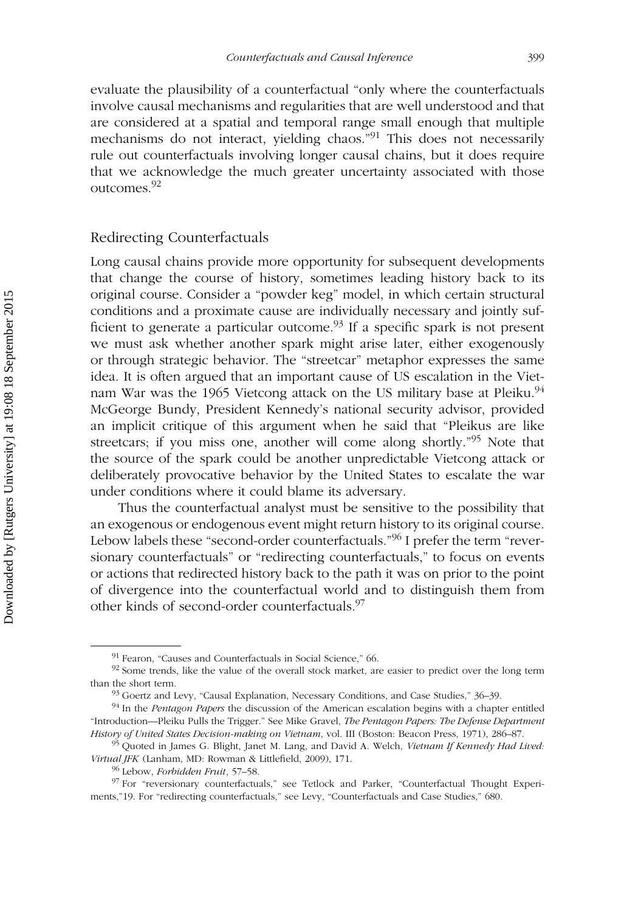evaluate the plausibility of a counterfactual "only where the counterfactuals involve causal mechanisms and regularities that are well understood and that are considered at a spatial and temporal range small enough that multiple mechanisms do not interact, yielding chaos."[91] This does not necessarily rule out counterfactuals involving longer causal chains, but it does require that we acknowledge the much greater uncertainty associated with those outcomes.[92]

## Redirecting Counterfactuals

Long causal chains provide more opportunity for subsequent developments that change the course of history, sometimes leading history back to its original course. Consider a "powder keg" model, in which certain structural conditions and a proximate cause are individually necessary and jointly sufficient to generate a particular outcome.[93] If a specific spark is not present we must ask whether another spark might arise later, either exogenously or through strategic behavior. The "streetcar" metaphor expresses the same idea. It is often argued that an important cause of US escalation in the Vietnam War was the 1965 Vietcong attack on the US military base at Pleiku.[94] McGeorge Bundy, President Kennedy's national security advisor, provided an implicit critique of this argument when he said that "Pleikus are like streetcars; if you miss one, another will come along shortly."[95] Note that the source of the spark could be another unpredictable Vietcong attack or deliberately provocative behavior by the United States to escalate the war under conditions where it could blame its adversary.

Thus the counterfactual analyst must be sensitive to the possibility that an exogenous or endogenous event might return history to its original course. Lebow labels these "second-order counterfactuals."[96] I prefer the term "reversionary counterfactuals" or "redirecting counterfactuals," to focus on events or actions that redirected history back to the path it was on prior to the point of divergence into the counterfactual world and to distinguish them from other kinds of second-order counterfactuals.[97]

---

[91] Fearon, "Causes and Counterfactuals in Social Science," 66.

[92] Some trends, like the value of the overall stock market, are easier to predict over the long term than the short term.

[93] Goertz and Levy, "Causal Explanation, Necessary Conditions, and Case Studies," 36–39.

[94] In the *Pentagon Papers* the discussion of the American escalation begins with a chapter entitled "Introduction—Pleiku Pulls the Trigger." See Mike Gravel, *The Pentagon Papers: The Defense Department History of United States Decision-making on Vietnam*, vol. III (Boston: Beacon Press, 1971), 286–87.

[95] Quoted in James G. Blight, Janet M. Lang, and David A. Welch, *Vietnam If Kennedy Had Lived: Virtual JFK* (Lanham, MD: Rowman & Littlefield, 2009), 171.

[96] Lebow, *Forbidden Fruit*, 57–58.

[97] For "reversionary counterfactuals," see Tetlock and Parker, "Counterfactual Thought Experiments,"19. For "redirecting counterfactuals," see Levy, "Counterfactuals and Case Studies," 680.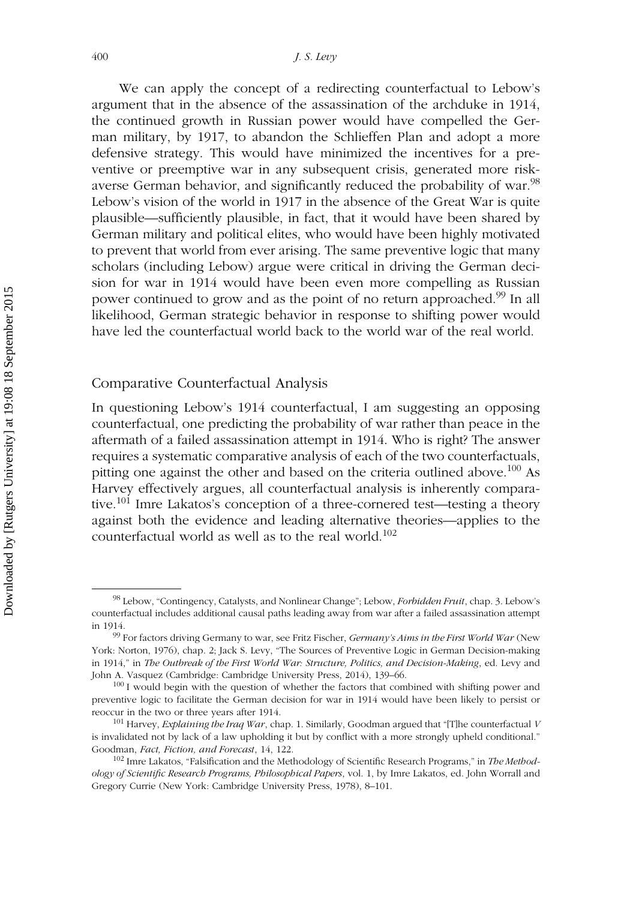We can apply the concept of a redirecting counterfactual to Lebow's argument that in the absence of the assassination of the archduke in 1914, the continued growth in Russian power would have compelled the German military, by 1917, to abandon the Schlieffen Plan and adopt a more defensive strategy. This would have minimized the incentives for a preventive or preemptive war in any subsequent crisis, generated more risk-averse German behavior, and significantly reduced the probability of war.[98] Lebow's vision of the world in 1917 in the absence of the Great War is quite plausible—sufficiently plausible, in fact, that it would have been shared by German military and political elites, who would have been highly motivated to prevent that world from ever arising. The same preventive logic that many scholars (including Lebow) argue were critical in driving the German decision for war in 1914 would have been even more compelling as Russian power continued to grow and as the point of no return approached.[99] In all likelihood, German strategic behavior in response to shifting power would have led the counterfactual world back to the world war of the real world.

## Comparative Counterfactual Analysis

In questioning Lebow's 1914 counterfactual, I am suggesting an opposing counterfactual, one predicting the probability of war rather than peace in the aftermath of a failed assassination attempt in 1914. Who is right? The answer requires a systematic comparative analysis of each of the two counterfactuals, pitting one against the other and based on the criteria outlined above.[100] As Harvey effectively argues, all counterfactual analysis is inherently comparative.[101] Imre Lakatos's conception of a three-cornered test—testing a theory against both the evidence and leading alternative theories—applies to the counterfactual world as well as to the real world.[102]

---

[98] Lebow, "Contingency, Catalysts, and Nonlinear Change"; Lebow, *Forbidden Fruit*, chap. 3. Lebow's counterfactual includes additional causal paths leading away from war after a failed assassination attempt in 1914.

[99] For factors driving Germany to war, see Fritz Fischer, *Germany's Aims in the First World War* (New York: Norton, 1976), chap. 2; Jack S. Levy, "The Sources of Preventive Logic in German Decision-making in 1914," in *The Outbreak of the First World War: Structure, Politics, and Decision-Making*, ed. Levy and John A. Vasquez (Cambridge: Cambridge University Press, 2014), 139–66.

[100] I would begin with the question of whether the factors that combined with shifting power and preventive logic to facilitate the German decision for war in 1914 would have been likely to persist or reoccur in the two or three years after 1914.

[101] Harvey, *Explaining the Iraq War*, chap. 1. Similarly, Goodman argued that "[T]he counterfactual *V* is invalidated not by lack of a law upholding it but by conflict with a more strongly upheld conditional." Goodman, *Fact, Fiction, and Forecast*, 14, 122.

[102] Imre Lakatos, "Falsification and the Methodology of Scientific Research Programs," in *The Methodology of Scientific Research Programs, Philosophical Papers*, vol. 1, by Imre Lakatos, ed. John Worrall and Gregory Currie (New York: Cambridge University Press, 1978), 8–101.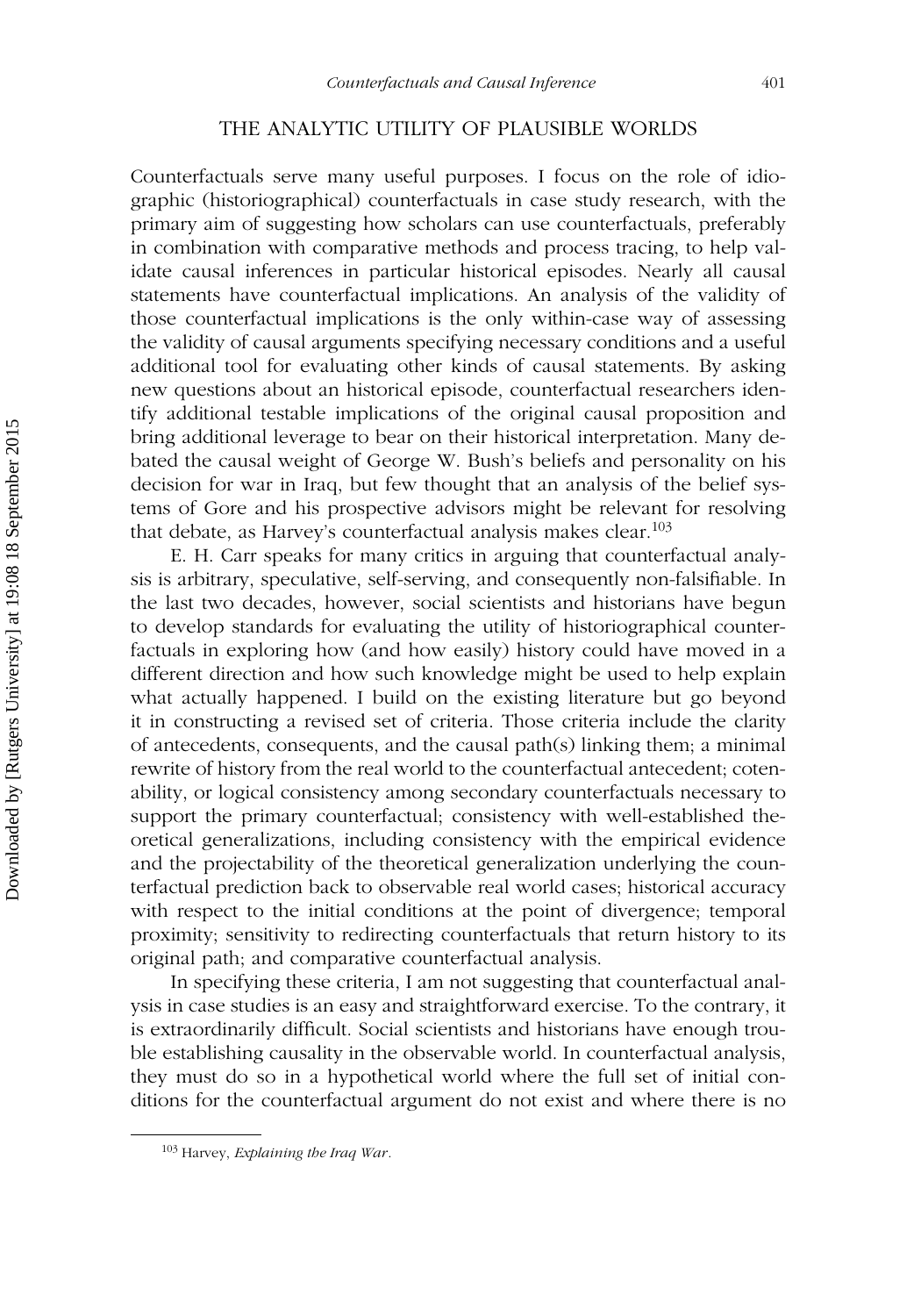## THE ANALYTIC UTILITY OF PLAUSIBLE WORLDS

Counterfactuals serve many useful purposes. I focus on the role of idiographic (historiographical) counterfactuals in case study research, with the primary aim of suggesting how scholars can use counterfactuals, preferably in combination with comparative methods and process tracing, to help validate causal inferences in particular historical episodes. Nearly all causal statements have counterfactual implications. An analysis of the validity of those counterfactual implications is the only within-case way of assessing the validity of causal arguments specifying necessary conditions and a useful additional tool for evaluating other kinds of causal statements. By asking new questions about an historical episode, counterfactual researchers identify additional testable implications of the original causal proposition and bring additional leverage to bear on their historical interpretation. Many debated the causal weight of George W. Bush's beliefs and personality on his decision for war in Iraq, but few thought that an analysis of the belief systems of Gore and his prospective advisors might be relevant for resolving that debate, as Harvey's counterfactual analysis makes clear.[103]

E. H. Carr speaks for many critics in arguing that counterfactual analysis is arbitrary, speculative, self-serving, and consequently non-falsifiable. In the last two decades, however, social scientists and historians have begun to develop standards for evaluating the utility of historiographical counterfactuals in exploring how (and how easily) history could have moved in a different direction and how such knowledge might be used to help explain what actually happened. I build on the existing literature but go beyond it in constructing a revised set of criteria. Those criteria include the clarity of antecedents, consequents, and the causal path(s) linking them; a minimal rewrite of history from the real world to the counterfactual antecedent; cotenability, or logical consistency among secondary counterfactuals necessary to support the primary counterfactual; consistency with well-established theoretical generalizations, including consistency with the empirical evidence and the projectability of the theoretical generalization underlying the counterfactual prediction back to observable real world cases; historical accuracy with respect to the initial conditions at the point of divergence; temporal proximity; sensitivity to redirecting counterfactuals that return history to its original path; and comparative counterfactual analysis.

In specifying these criteria, I am not suggesting that counterfactual analysis in case studies is an easy and straightforward exercise. To the contrary, it is extraordinarily difficult. Social scientists and historians have enough trouble establishing causality in the observable world. In counterfactual analysis, they must do so in a hypothetical world where the full set of initial conditions for the counterfactual argument do not exist and where there is no

---

[103] Harvey, *Explaining the Iraq War*.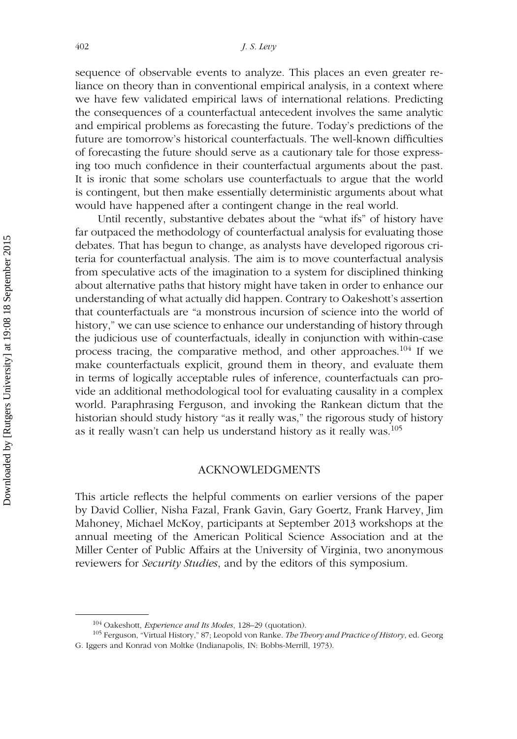sequence of observable events to analyze. This places an even greater reliance on theory than in conventional empirical analysis, in a context where we have few validated empirical laws of international relations. Predicting the consequences of a counterfactual antecedent involves the same analytic and empirical problems as forecasting the future. Today's predictions of the future are tomorrow's historical counterfactuals. The well-known difficulties of forecasting the future should serve as a cautionary tale for those expressing too much confidence in their counterfactual arguments about the past. It is ironic that some scholars use counterfactuals to argue that the world is contingent, but then make essentially deterministic arguments about what would have happened after a contingent change in the real world.

Until recently, substantive debates about the "what ifs" of history have far outpaced the methodology of counterfactual analysis for evaluating those debates. That has begun to change, as analysts have developed rigorous criteria for counterfactual analysis. The aim is to move counterfactual analysis from speculative acts of the imagination to a system for disciplined thinking about alternative paths that history might have taken in order to enhance our understanding of what actually did happen. Contrary to Oakeshott's assertion that counterfactuals are "a monstrous incursion of science into the world of history," we can use science to enhance our understanding of history through the judicious use of counterfactuals, ideally in conjunction with within-case process tracing, the comparative method, and other approaches.[104] If we make counterfactuals explicit, ground them in theory, and evaluate them in terms of logically acceptable rules of inference, counterfactuals can provide an additional methodological tool for evaluating causality in a complex world. Paraphrasing Ferguson, and invoking the Rankean dictum that the historian should study history "as it really was," the rigorous study of history as it really wasn't can help us understand history as it really was.[105]

## ACKNOWLEDGMENTS

This article reflects the helpful comments on earlier versions of the paper by David Collier, Nisha Fazal, Frank Gavin, Gary Goertz, Frank Harvey, Jim Mahoney, Michael McKoy, participants at September 2013 workshops at the annual meeting of the American Political Science Association and at the Miller Center of Public Affairs at the University of Virginia, two anonymous reviewers for *Security Studies*, and by the editors of this symposium.

---

[104] Oakeshott, *Experience and Its Modes*, 128–29 (quotation).

[105] Ferguson, "Virtual History," 87; Leopold von Ranke. *The Theory and Practice of History*, ed. Georg G. Iggers and Konrad von Moltke (Indianapolis, IN: Bobbs-Merrill, 1973).